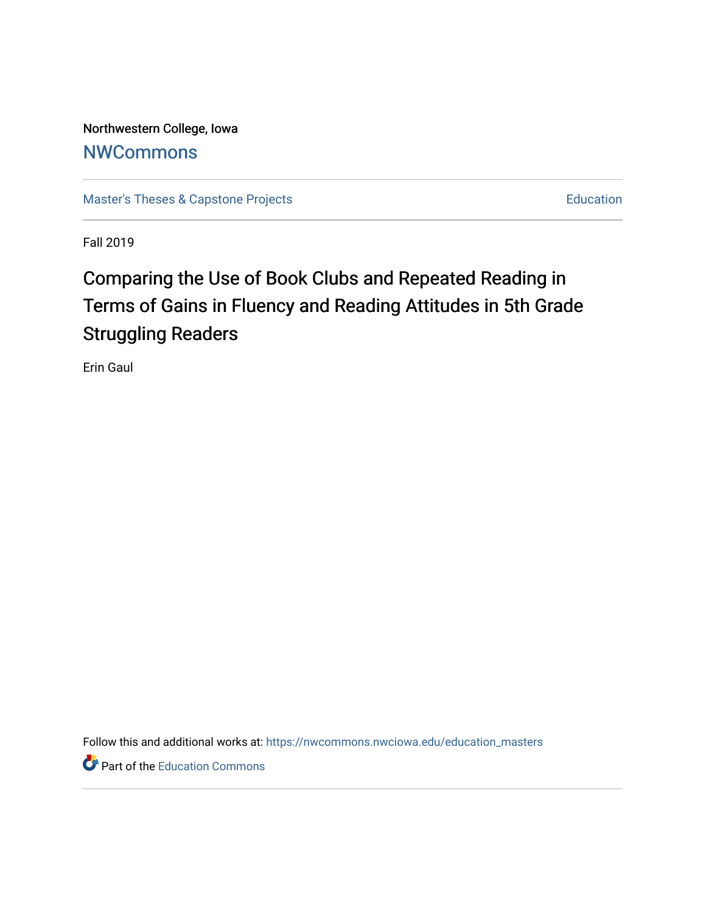Northwestern College, Iowa

NWCommons

Master's Theses & Capstone Projects | Education

Fall 2019

# Comparing the Use of Book Clubs and Repeated Reading in Terms of Gains in Fluency and Reading Attitudes in 5th Grade Struggling Readers

Erin Gaul

Follow this and additional works at: https://nwcommons.nwciowa.edu/education_masters

Part of the Education Commons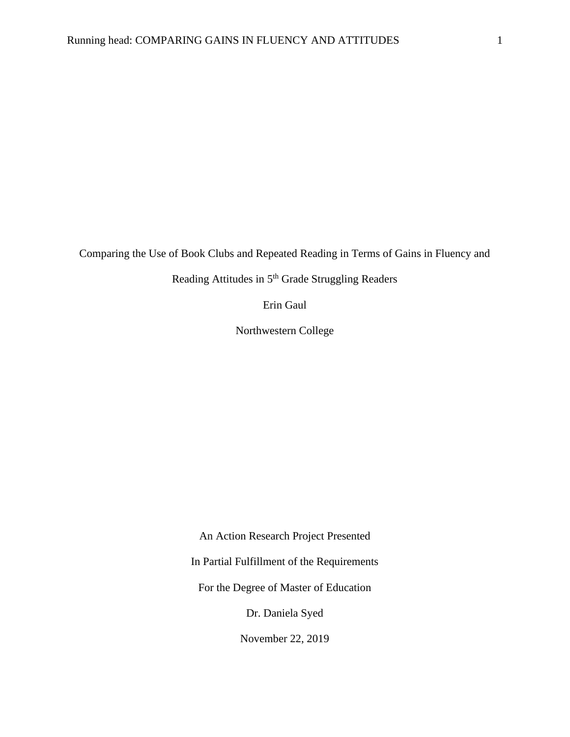Comparing the Use of Book Clubs and Repeated Reading in Terms of Gains in Fluency and Reading Attitudes in 5th Grade Struggling Readers

Erin Gaul

Northwestern College

An Action Research Project Presented

In Partial Fulfillment of the Requirements

For the Degree of Master of Education

Dr. Daniela Syed

November 22, 2019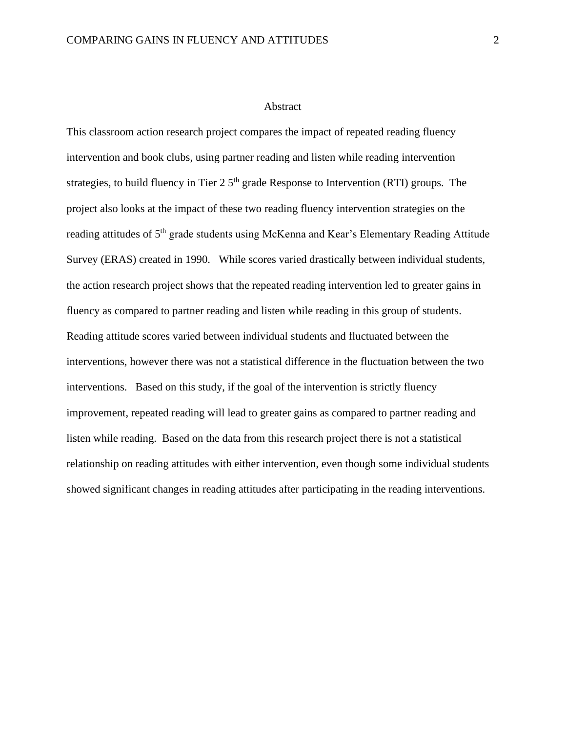# Abstract

This classroom action research project compares the impact of repeated reading fluency intervention and book clubs, using partner reading and listen while reading intervention strategies, to build fluency in Tier 2 5th grade Response to Intervention (RTI) groups. The project also looks at the impact of these two reading fluency intervention strategies on the reading attitudes of 5th grade students using McKenna and Kear's Elementary Reading Attitude Survey (ERAS) created in 1990. While scores varied drastically between individual students, the action research project shows that the repeated reading intervention led to greater gains in fluency as compared to partner reading and listen while reading in this group of students. Reading attitude scores varied between individual students and fluctuated between the interventions, however there was not a statistical difference in the fluctuation between the two interventions. Based on this study, if the goal of the intervention is strictly fluency improvement, repeated reading will lead to greater gains as compared to partner reading and listen while reading. Based on the data from this research project there is not a statistical relationship on reading attitudes with either intervention, even though some individual students showed significant changes in reading attitudes after participating in the reading interventions.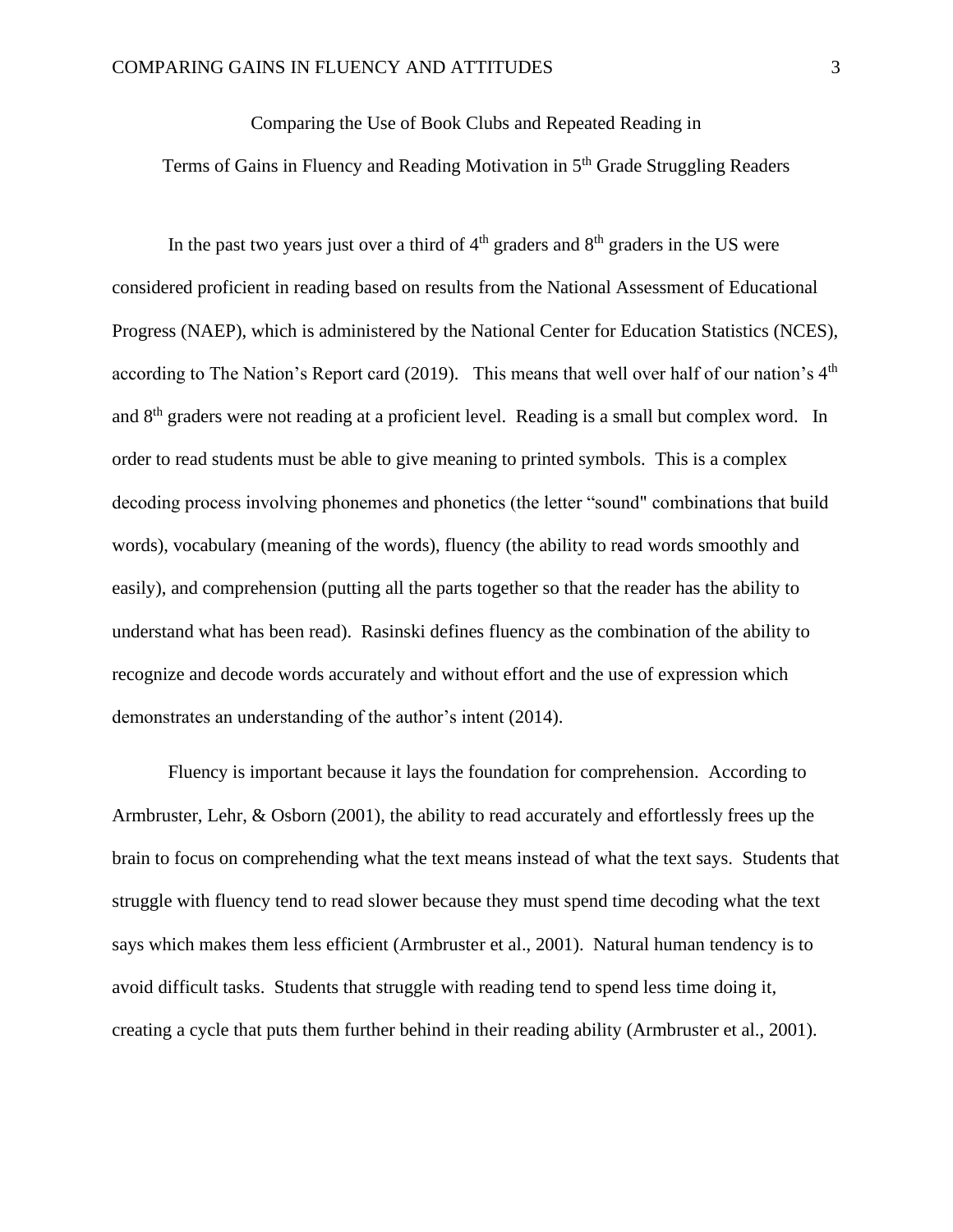# Comparing the Use of Book Clubs and Repeated Reading in Terms of Gains in Fluency and Reading Motivation in 5th Grade Struggling Readers

In the past two years just over a third of 4th graders and 8th graders in the US were considered proficient in reading based on results from the National Assessment of Educational Progress (NAEP), which is administered by the National Center for Education Statistics (NCES), according to The Nation's Report card (2019). This means that well over half of our nation's 4th and 8th graders were not reading at a proficient level. Reading is a small but complex word. In order to read students must be able to give meaning to printed symbols. This is a complex decoding process involving phonemes and phonetics (the letter "sound" combinations that build words), vocabulary (meaning of the words), fluency (the ability to read words smoothly and easily), and comprehension (putting all the parts together so that the reader has the ability to understand what has been read). Rasinski defines fluency as the combination of the ability to recognize and decode words accurately and without effort and the use of expression which demonstrates an understanding of the author's intent (2014).

Fluency is important because it lays the foundation for comprehension. According to Armbruster, Lehr, & Osborn (2001), the ability to read accurately and effortlessly frees up the brain to focus on comprehending what the text means instead of what the text says. Students that struggle with fluency tend to read slower because they must spend time decoding what the text says which makes them less efficient (Armbruster et al., 2001). Natural human tendency is to avoid difficult tasks. Students that struggle with reading tend to spend less time doing it, creating a cycle that puts them further behind in their reading ability (Armbruster et al., 2001).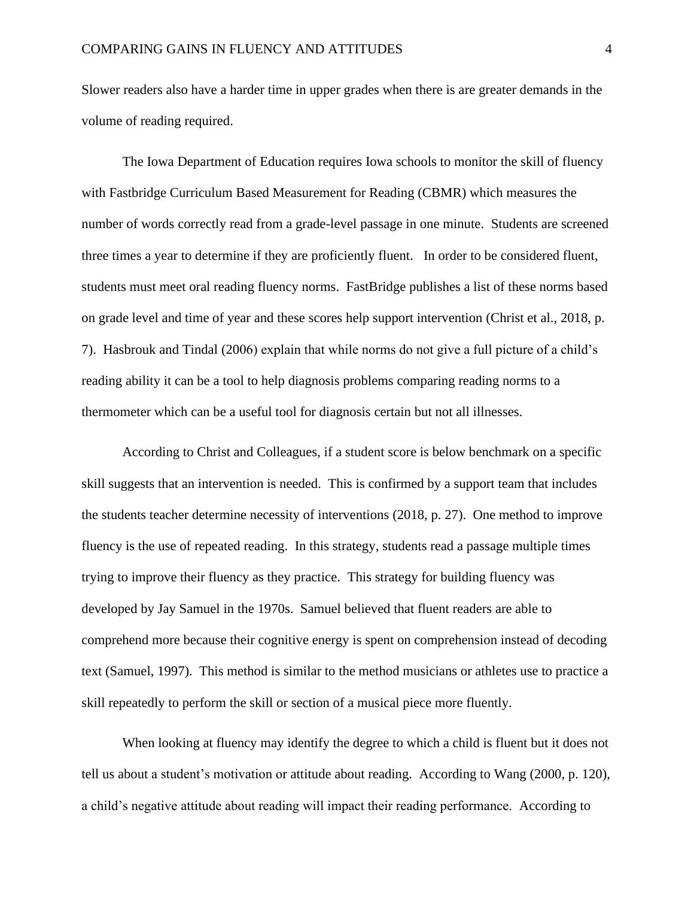Slower readers also have a harder time in upper grades when there is are greater demands in the volume of reading required.

The Iowa Department of Education requires Iowa schools to monitor the skill of fluency with Fastbridge Curriculum Based Measurement for Reading (CBMR) which measures the number of words correctly read from a grade-level passage in one minute. Students are screened three times a year to determine if they are proficiently fluent. In order to be considered fluent, students must meet oral reading fluency norms. FastBridge publishes a list of these norms based on grade level and time of year and these scores help support intervention (Christ et al., 2018, p. 7). Hasbrouk and Tindal (2006) explain that while norms do not give a full picture of a child's reading ability it can be a tool to help diagnosis problems comparing reading norms to a thermometer which can be a useful tool for diagnosis certain but not all illnesses.

According to Christ and Colleagues, if a student score is below benchmark on a specific skill suggests that an intervention is needed. This is confirmed by a support team that includes the students teacher determine necessity of interventions (2018, p. 27). One method to improve fluency is the use of repeated reading. In this strategy, students read a passage multiple times trying to improve their fluency as they practice. This strategy for building fluency was developed by Jay Samuel in the 1970s. Samuel believed that fluent readers are able to comprehend more because their cognitive energy is spent on comprehension instead of decoding text (Samuel, 1997). This method is similar to the method musicians or athletes use to practice a skill repeatedly to perform the skill or section of a musical piece more fluently.

When looking at fluency may identify the degree to which a child is fluent but it does not tell us about a student's motivation or attitude about reading. According to Wang (2000, p. 120), a child's negative attitude about reading will impact their reading performance. According to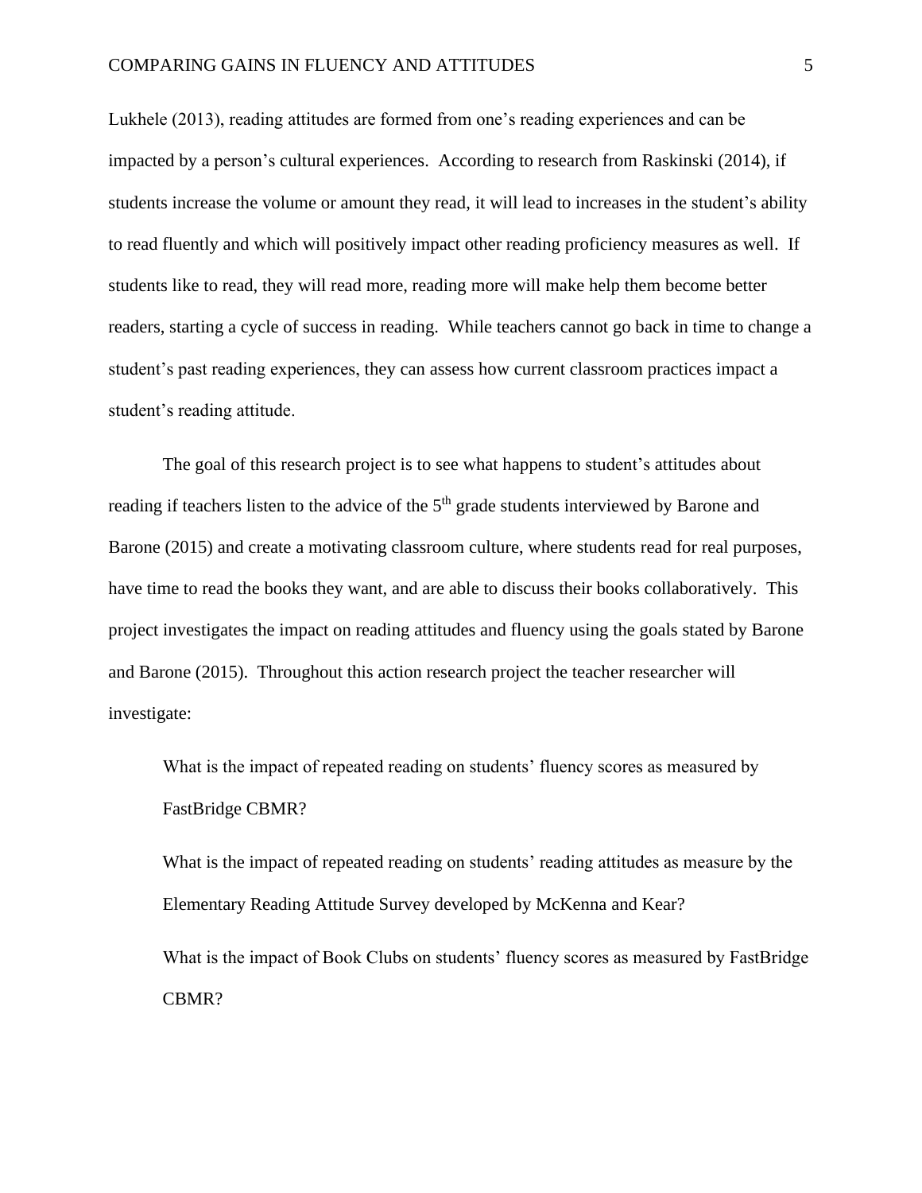Lukhele (2013), reading attitudes are formed from one's reading experiences and can be impacted by a person's cultural experiences. According to research from Raskinski (2014), if students increase the volume or amount they read, it will lead to increases in the student's ability to read fluently and which will positively impact other reading proficiency measures as well. If students like to read, they will read more, reading more will make help them become better readers, starting a cycle of success in reading. While teachers cannot go back in time to change a student's past reading experiences, they can assess how current classroom practices impact a student's reading attitude.

The goal of this research project is to see what happens to student's attitudes about reading if teachers listen to the advice of the 5th grade students interviewed by Barone and Barone (2015) and create a motivating classroom culture, where students read for real purposes, have time to read the books they want, and are able to discuss their books collaboratively. This project investigates the impact on reading attitudes and fluency using the goals stated by Barone and Barone (2015). Throughout this action research project the teacher researcher will investigate:

What is the impact of repeated reading on students' fluency scores as measured by FastBridge CBMR?

What is the impact of repeated reading on students' reading attitudes as measure by the Elementary Reading Attitude Survey developed by McKenna and Kear?

What is the impact of Book Clubs on students' fluency scores as measured by FastBridge CBMR?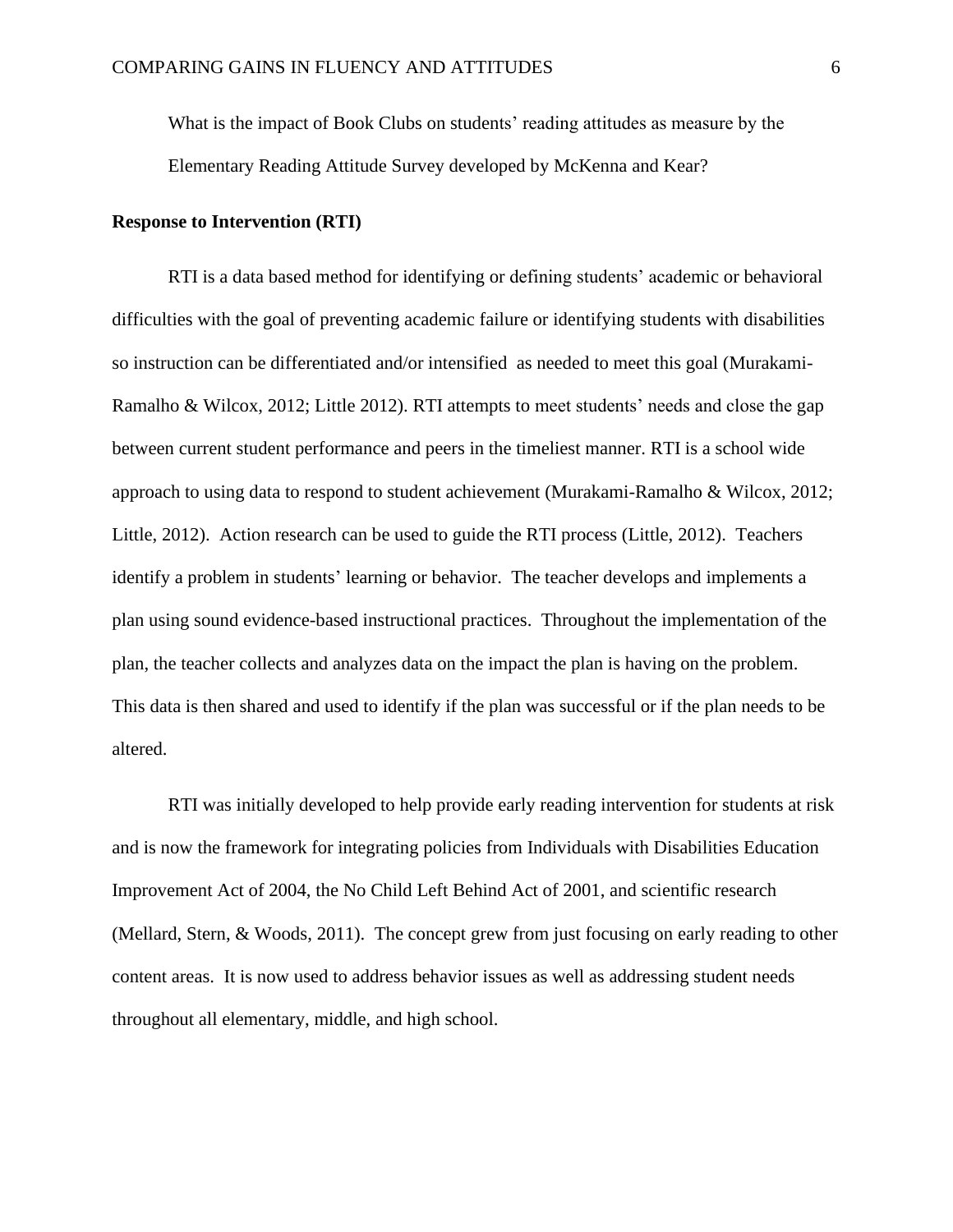What is the impact of Book Clubs on students' reading attitudes as measure by the Elementary Reading Attitude Survey developed by McKenna and Kear?

**Response to Intervention (RTI)**

RTI is a data based method for identifying or defining students' academic or behavioral difficulties with the goal of preventing academic failure or identifying students with disabilities so instruction can be differentiated and/or intensified as needed to meet this goal (Murakami-Ramalho & Wilcox, 2012; Little 2012). RTI attempts to meet students' needs and close the gap between current student performance and peers in the timeliest manner. RTI is a school wide approach to using data to respond to student achievement (Murakami-Ramalho & Wilcox, 2012; Little, 2012). Action research can be used to guide the RTI process (Little, 2012). Teachers identify a problem in students' learning or behavior. The teacher develops and implements a plan using sound evidence-based instructional practices. Throughout the implementation of the plan, the teacher collects and analyzes data on the impact the plan is having on the problem. This data is then shared and used to identify if the plan was successful or if the plan needs to be altered.

RTI was initially developed to help provide early reading intervention for students at risk and is now the framework for integrating policies from Individuals with Disabilities Education Improvement Act of 2004, the No Child Left Behind Act of 2001, and scientific research (Mellard, Stern, & Woods, 2011). The concept grew from just focusing on early reading to other content areas. It is now used to address behavior issues as well as addressing student needs throughout all elementary, middle, and high school.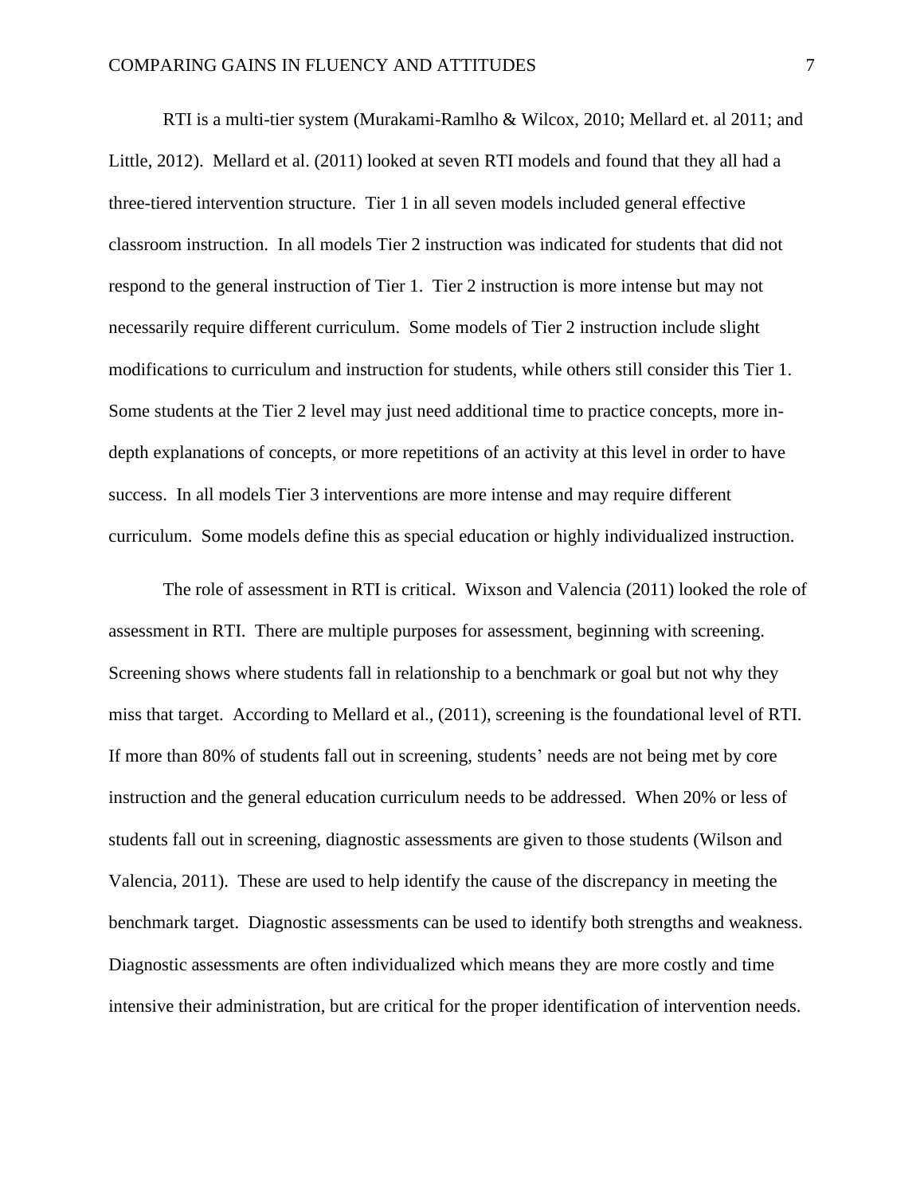RTI is a multi-tier system (Murakami-Ramlho & Wilcox, 2010; Mellard et. al 2011; and Little, 2012). Mellard et al. (2011) looked at seven RTI models and found that they all had a three-tiered intervention structure. Tier 1 in all seven models included general effective classroom instruction. In all models Tier 2 instruction was indicated for students that did not respond to the general instruction of Tier 1. Tier 2 instruction is more intense but may not necessarily require different curriculum. Some models of Tier 2 instruction include slight modifications to curriculum and instruction for students, while others still consider this Tier 1. Some students at the Tier 2 level may just need additional time to practice concepts, more in-depth explanations of concepts, or more repetitions of an activity at this level in order to have success. In all models Tier 3 interventions are more intense and may require different curriculum. Some models define this as special education or highly individualized instruction.

The role of assessment in RTI is critical. Wixson and Valencia (2011) looked the role of assessment in RTI. There are multiple purposes for assessment, beginning with screening. Screening shows where students fall in relationship to a benchmark or goal but not why they miss that target. According to Mellard et al., (2011), screening is the foundational level of RTI. If more than 80% of students fall out in screening, students' needs are not being met by core instruction and the general education curriculum needs to be addressed. When 20% or less of students fall out in screening, diagnostic assessments are given to those students (Wilson and Valencia, 2011). These are used to help identify the cause of the discrepancy in meeting the benchmark target. Diagnostic assessments can be used to identify both strengths and weakness. Diagnostic assessments are often individualized which means they are more costly and time intensive their administration, but are critical for the proper identification of intervention needs.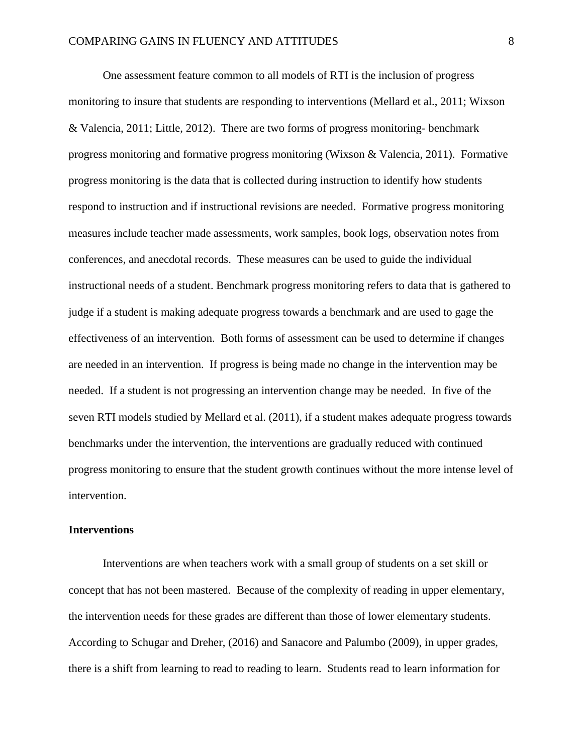One assessment feature common to all models of RTI is the inclusion of progress monitoring to insure that students are responding to interventions (Mellard et al., 2011; Wixson & Valencia, 2011; Little, 2012). There are two forms of progress monitoring- benchmark progress monitoring and formative progress monitoring (Wixson & Valencia, 2011). Formative progress monitoring is the data that is collected during instruction to identify how students respond to instruction and if instructional revisions are needed. Formative progress monitoring measures include teacher made assessments, work samples, book logs, observation notes from conferences, and anecdotal records. These measures can be used to guide the individual instructional needs of a student. Benchmark progress monitoring refers to data that is gathered to judge if a student is making adequate progress towards a benchmark and are used to gage the effectiveness of an intervention. Both forms of assessment can be used to determine if changes are needed in an intervention. If progress is being made no change in the intervention may be needed. If a student is not progressing an intervention change may be needed. In five of the seven RTI models studied by Mellard et al. (2011), if a student makes adequate progress towards benchmarks under the intervention, the interventions are gradually reduced with continued progress monitoring to ensure that the student growth continues without the more intense level of intervention.

**Interventions**

Interventions are when teachers work with a small group of students on a set skill or concept that has not been mastered. Because of the complexity of reading in upper elementary, the intervention needs for these grades are different than those of lower elementary students. According to Schugar and Dreher, (2016) and Sanacore and Palumbo (2009), in upper grades, there is a shift from learning to read to reading to learn. Students read to learn information for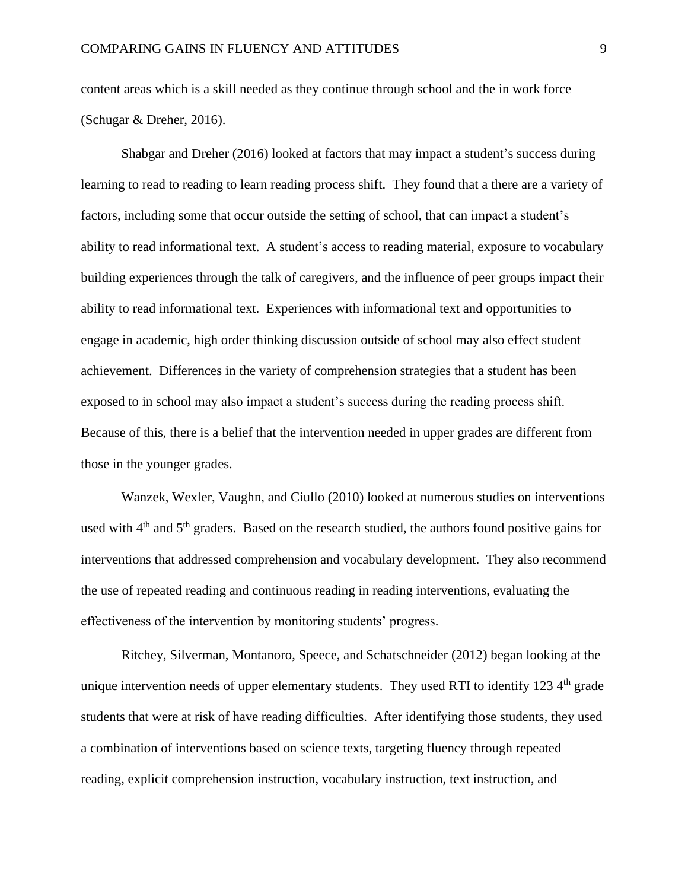content areas which is a skill needed as they continue through school and the in work force (Schugar & Dreher, 2016).

Shabgar and Dreher (2016) looked at factors that may impact a student's success during learning to read to reading to learn reading process shift. They found that a there are a variety of factors, including some that occur outside the setting of school, that can impact a student's ability to read informational text. A student's access to reading material, exposure to vocabulary building experiences through the talk of caregivers, and the influence of peer groups impact their ability to read informational text. Experiences with informational text and opportunities to engage in academic, high order thinking discussion outside of school may also effect student achievement. Differences in the variety of comprehension strategies that a student has been exposed to in school may also impact a student's success during the reading process shift. Because of this, there is a belief that the intervention needed in upper grades are different from those in the younger grades.

Wanzek, Wexler, Vaughn, and Ciullo (2010) looked at numerous studies on interventions used with 4th and 5th graders. Based on the research studied, the authors found positive gains for interventions that addressed comprehension and vocabulary development. They also recommend the use of repeated reading and continuous reading in reading interventions, evaluating the effectiveness of the intervention by monitoring students' progress.

Ritchey, Silverman, Montanoro, Speece, and Schatschneider (2012) began looking at the unique intervention needs of upper elementary students. They used RTI to identify 123 4th grade students that were at risk of have reading difficulties. After identifying those students, they used a combination of interventions based on science texts, targeting fluency through repeated reading, explicit comprehension instruction, vocabulary instruction, text instruction, and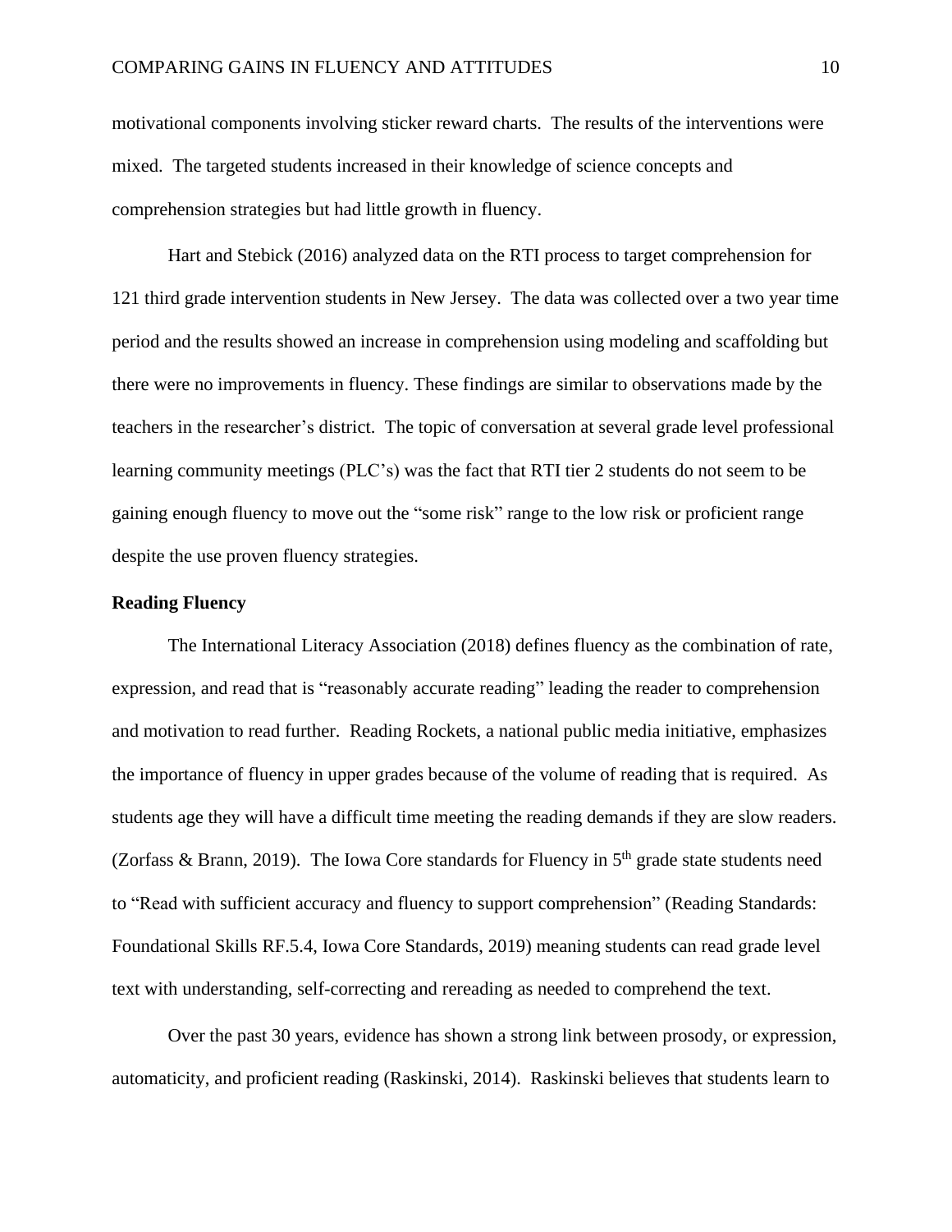motivational components involving sticker reward charts. The results of the interventions were mixed. The targeted students increased in their knowledge of science concepts and comprehension strategies but had little growth in fluency.

Hart and Stebick (2016) analyzed data on the RTI process to target comprehension for 121 third grade intervention students in New Jersey. The data was collected over a two year time period and the results showed an increase in comprehension using modeling and scaffolding but there were no improvements in fluency. These findings are similar to observations made by the teachers in the researcher's district. The topic of conversation at several grade level professional learning community meetings (PLC's) was the fact that RTI tier 2 students do not seem to be gaining enough fluency to move out the "some risk" range to the low risk or proficient range despite the use proven fluency strategies.

**Reading Fluency**

The International Literacy Association (2018) defines fluency as the combination of rate, expression, and read that is "reasonably accurate reading" leading the reader to comprehension and motivation to read further. Reading Rockets, a national public media initiative, emphasizes the importance of fluency in upper grades because of the volume of reading that is required. As students age they will have a difficult time meeting the reading demands if they are slow readers. (Zorfass & Brann, 2019). The Iowa Core standards for Fluency in 5th grade state students need to "Read with sufficient accuracy and fluency to support comprehension" (Reading Standards: Foundational Skills RF.5.4, Iowa Core Standards, 2019) meaning students can read grade level text with understanding, self-correcting and rereading as needed to comprehend the text.

Over the past 30 years, evidence has shown a strong link between prosody, or expression, automaticity, and proficient reading (Raskinski, 2014). Raskinski believes that students learn to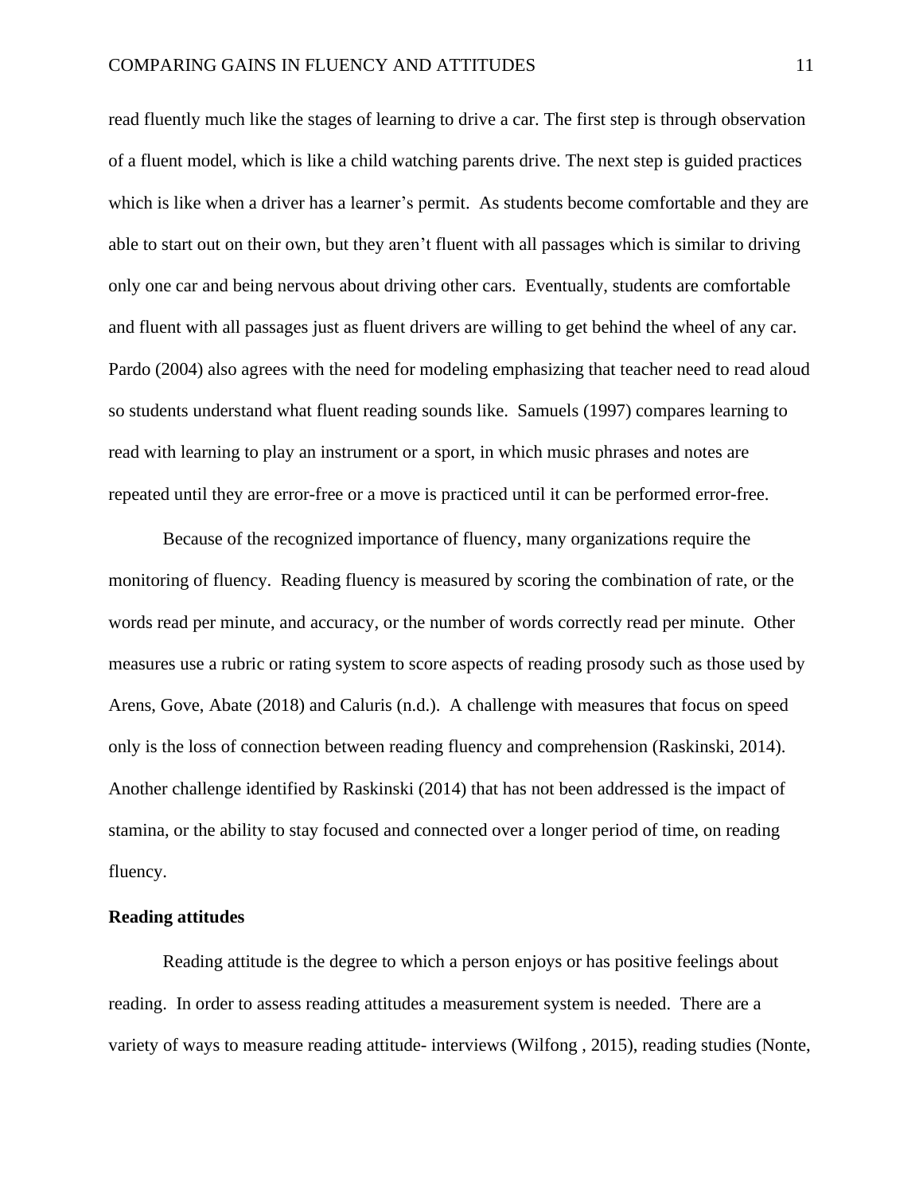read fluently much like the stages of learning to drive a car. The first step is through observation of a fluent model, which is like a child watching parents drive. The next step is guided practices which is like when a driver has a learner's permit. As students become comfortable and they are able to start out on their own, but they aren't fluent with all passages which is similar to driving only one car and being nervous about driving other cars. Eventually, students are comfortable and fluent with all passages just as fluent drivers are willing to get behind the wheel of any car. Pardo (2004) also agrees with the need for modeling emphasizing that teacher need to read aloud so students understand what fluent reading sounds like. Samuels (1997) compares learning to read with learning to play an instrument or a sport, in which music phrases and notes are repeated until they are error-free or a move is practiced until it can be performed error-free.

Because of the recognized importance of fluency, many organizations require the monitoring of fluency. Reading fluency is measured by scoring the combination of rate, or the words read per minute, and accuracy, or the number of words correctly read per minute. Other measures use a rubric or rating system to score aspects of reading prosody such as those used by Arens, Gove, Abate (2018) and Caluris (n.d.). A challenge with measures that focus on speed only is the loss of connection between reading fluency and comprehension (Raskinski, 2014). Another challenge identified by Raskinski (2014) that has not been addressed is the impact of stamina, or the ability to stay focused and connected over a longer period of time, on reading fluency.

**Reading attitudes**

Reading attitude is the degree to which a person enjoys or has positive feelings about reading. In order to assess reading attitudes a measurement system is needed. There are a variety of ways to measure reading attitude- interviews (Wilfong , 2015), reading studies (Nonte,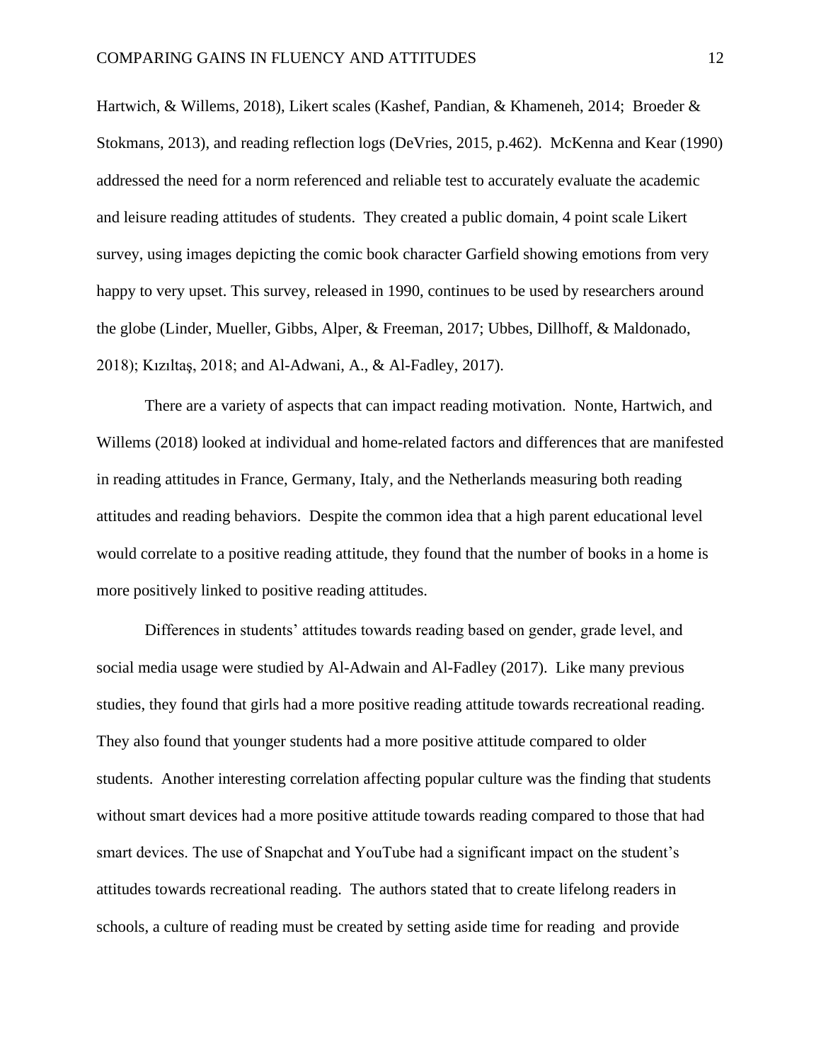Hartwich, & Willems, 2018), Likert scales (Kashef, Pandian, & Khameneh, 2014;  Broeder & Stokmans, 2013), and reading reflection logs (DeVries, 2015, p.462).  McKenna and Kear (1990) addressed the need for a norm referenced and reliable test to accurately evaluate the academic and leisure reading attitudes of students.  They created a public domain, 4 point scale Likert survey, using images depicting the comic book character Garfield showing emotions from very happy to very upset. This survey, released in 1990, continues to be used by researchers around the globe (Linder, Mueller, Gibbs, Alper, & Freeman, 2017; Ubbes, Dillhoff, & Maldonado, 2018); Kızıltaş, 2018; and Al-Adwani, A., & Al-Fadley, 2017).

There are a variety of aspects that can impact reading motivation.  Nonte, Hartwich, and Willems (2018) looked at individual and home-related factors and differences that are manifested in reading attitudes in France, Germany, Italy, and the Netherlands measuring both reading attitudes and reading behaviors.  Despite the common idea that a high parent educational level would correlate to a positive reading attitude, they found that the number of books in a home is more positively linked to positive reading attitudes.

Differences in students' attitudes towards reading based on gender, grade level, and social media usage were studied by Al-Adwain and Al-Fadley (2017).  Like many previous studies, they found that girls had a more positive reading attitude towards recreational reading. They also found that younger students had a more positive attitude compared to older students.  Another interesting correlation affecting popular culture was the finding that students without smart devices had a more positive attitude towards reading compared to those that had smart devices. The use of Snapchat and YouTube had a significant impact on the student's attitudes towards recreational reading.  The authors stated that to create lifelong readers in schools, a culture of reading must be created by setting aside time for reading  and provide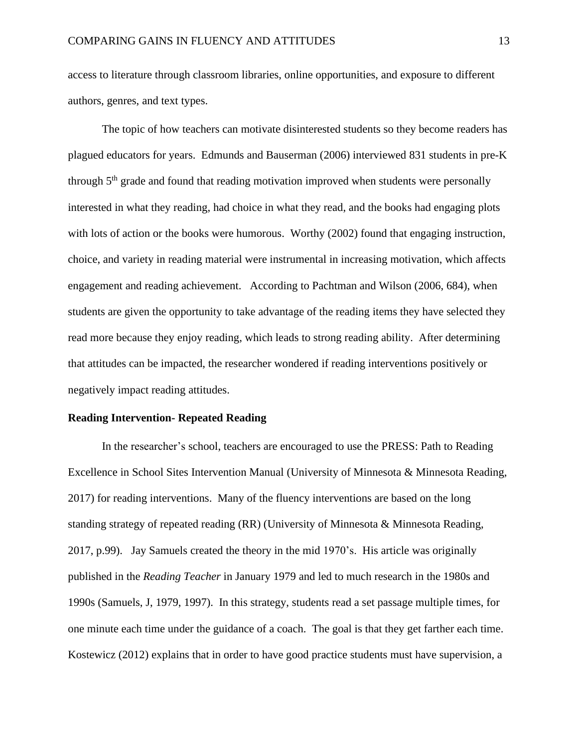access to literature through classroom libraries, online opportunities, and exposure to different authors, genres, and text types.

The topic of how teachers can motivate disinterested students so they become readers has plagued educators for years. Edmunds and Bauserman (2006) interviewed 831 students in pre-K through 5th grade and found that reading motivation improved when students were personally interested in what they reading, had choice in what they read, and the books had engaging plots with lots of action or the books were humorous. Worthy (2002) found that engaging instruction, choice, and variety in reading material were instrumental in increasing motivation, which affects engagement and reading achievement. According to Pachtman and Wilson (2006, 684), when students are given the opportunity to take advantage of the reading items they have selected they read more because they enjoy reading, which leads to strong reading ability. After determining that attitudes can be impacted, the researcher wondered if reading interventions positively or negatively impact reading attitudes.

**Reading Intervention- Repeated Reading**

In the researcher's school, teachers are encouraged to use the PRESS: Path to Reading Excellence in School Sites Intervention Manual (University of Minnesota & Minnesota Reading, 2017) for reading interventions. Many of the fluency interventions are based on the long standing strategy of repeated reading (RR) (University of Minnesota & Minnesota Reading, 2017, p.99). Jay Samuels created the theory in the mid 1970's. His article was originally published in the *Reading Teacher* in January 1979 and led to much research in the 1980s and 1990s (Samuels, J, 1979, 1997). In this strategy, students read a set passage multiple times, for one minute each time under the guidance of a coach. The goal is that they get farther each time. Kostewicz (2012) explains that in order to have good practice students must have supervision, a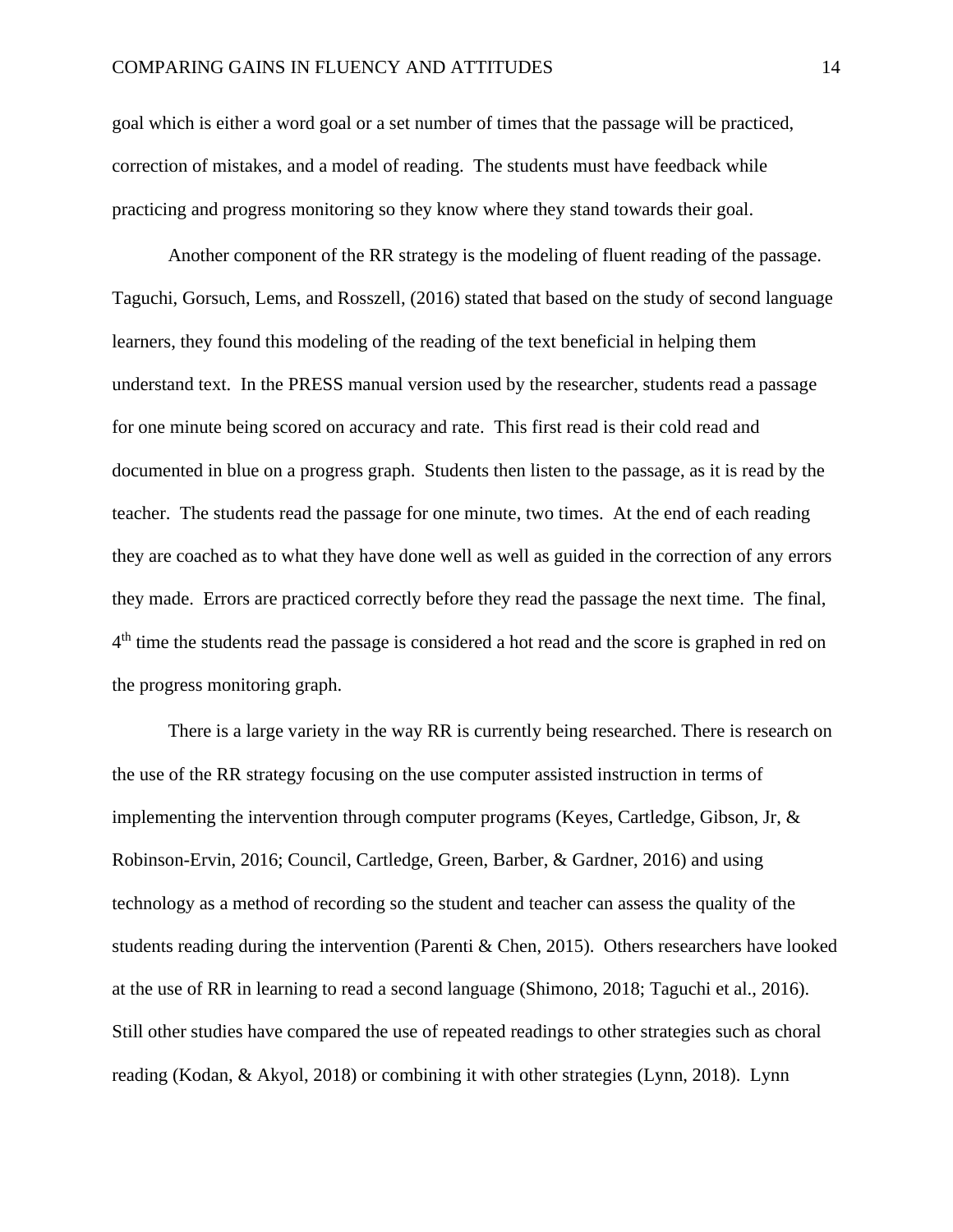goal which is either a word goal or a set number of times that the passage will be practiced, correction of mistakes, and a model of reading. The students must have feedback while practicing and progress monitoring so they know where they stand towards their goal.

Another component of the RR strategy is the modeling of fluent reading of the passage. Taguchi, Gorsuch, Lems, and Rosszell, (2016) stated that based on the study of second language learners, they found this modeling of the reading of the text beneficial in helping them understand text. In the PRESS manual version used by the researcher, students read a passage for one minute being scored on accuracy and rate. This first read is their cold read and documented in blue on a progress graph. Students then listen to the passage, as it is read by the teacher. The students read the passage for one minute, two times. At the end of each reading they are coached as to what they have done well as well as guided in the correction of any errors they made. Errors are practiced correctly before they read the passage the next time. The final, 4th time the students read the passage is considered a hot read and the score is graphed in red on the progress monitoring graph.

There is a large variety in the way RR is currently being researched. There is research on the use of the RR strategy focusing on the use computer assisted instruction in terms of implementing the intervention through computer programs (Keyes, Cartledge, Gibson, Jr, & Robinson-Ervin, 2016; Council, Cartledge, Green, Barber, & Gardner, 2016) and using technology as a method of recording so the student and teacher can assess the quality of the students reading during the intervention (Parenti & Chen, 2015). Others researchers have looked at the use of RR in learning to read a second language (Shimono, 2018; Taguchi et al., 2016). Still other studies have compared the use of repeated readings to other strategies such as choral reading (Kodan, & Akyol, 2018) or combining it with other strategies (Lynn, 2018). Lynn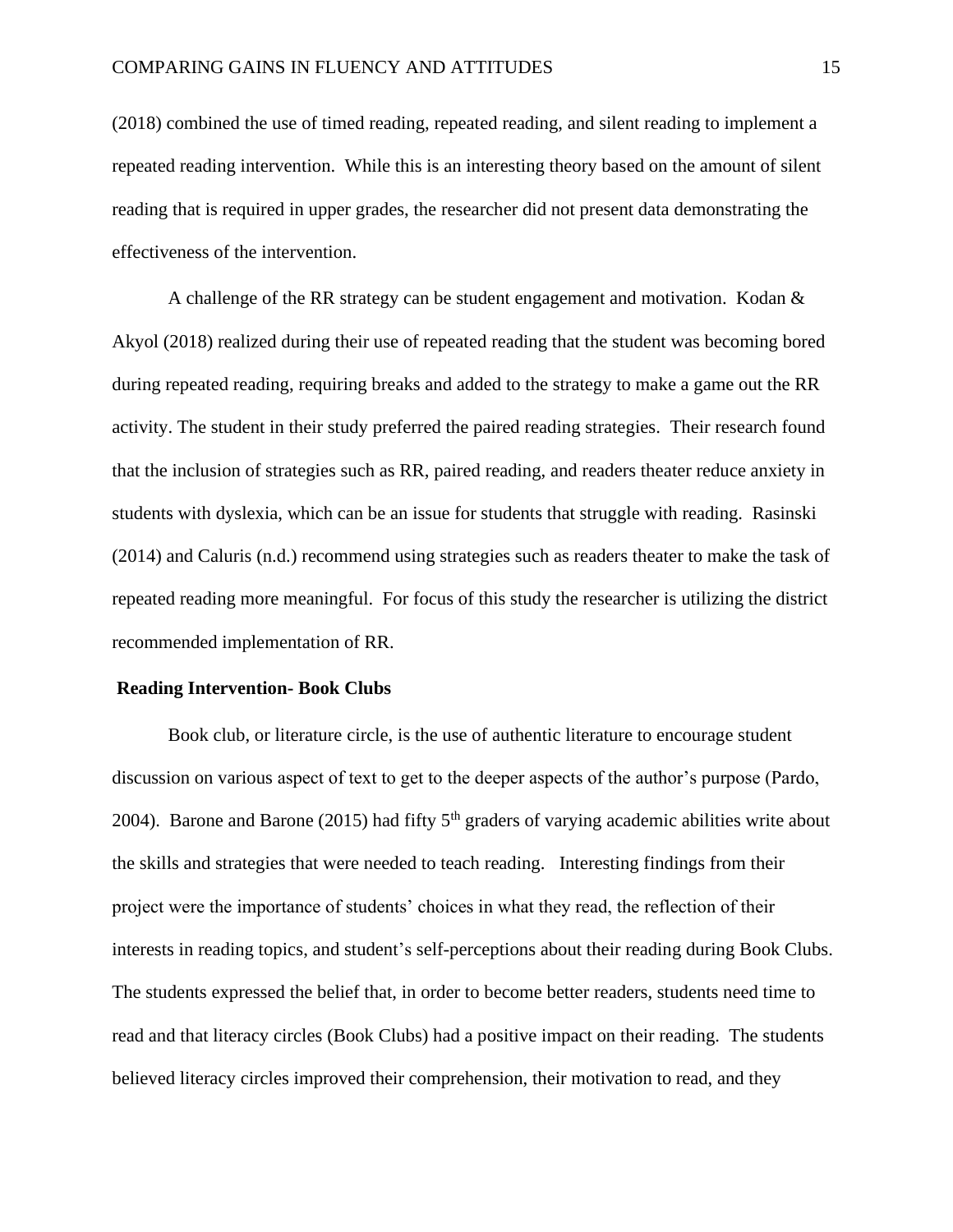(2018) combined the use of timed reading, repeated reading, and silent reading to implement a repeated reading intervention. While this is an interesting theory based on the amount of silent reading that is required in upper grades, the researcher did not present data demonstrating the effectiveness of the intervention.

A challenge of the RR strategy can be student engagement and motivation. Kodan & Akyol (2018) realized during their use of repeated reading that the student was becoming bored during repeated reading, requiring breaks and added to the strategy to make a game out the RR activity. The student in their study preferred the paired reading strategies. Their research found that the inclusion of strategies such as RR, paired reading, and readers theater reduce anxiety in students with dyslexia, which can be an issue for students that struggle with reading. Rasinski (2014) and Caluris (n.d.) recommend using strategies such as readers theater to make the task of repeated reading more meaningful. For focus of this study the researcher is utilizing the district recommended implementation of RR.

**Reading Intervention- Book Clubs**

Book club, or literature circle, is the use of authentic literature to encourage student discussion on various aspect of text to get to the deeper aspects of the author's purpose (Pardo, 2004). Barone and Barone (2015) had fifty 5th graders of varying academic abilities write about the skills and strategies that were needed to teach reading. Interesting findings from their project were the importance of students' choices in what they read, the reflection of their interests in reading topics, and student's self-perceptions about their reading during Book Clubs. The students expressed the belief that, in order to become better readers, students need time to read and that literacy circles (Book Clubs) had a positive impact on their reading. The students believed literacy circles improved their comprehension, their motivation to read, and they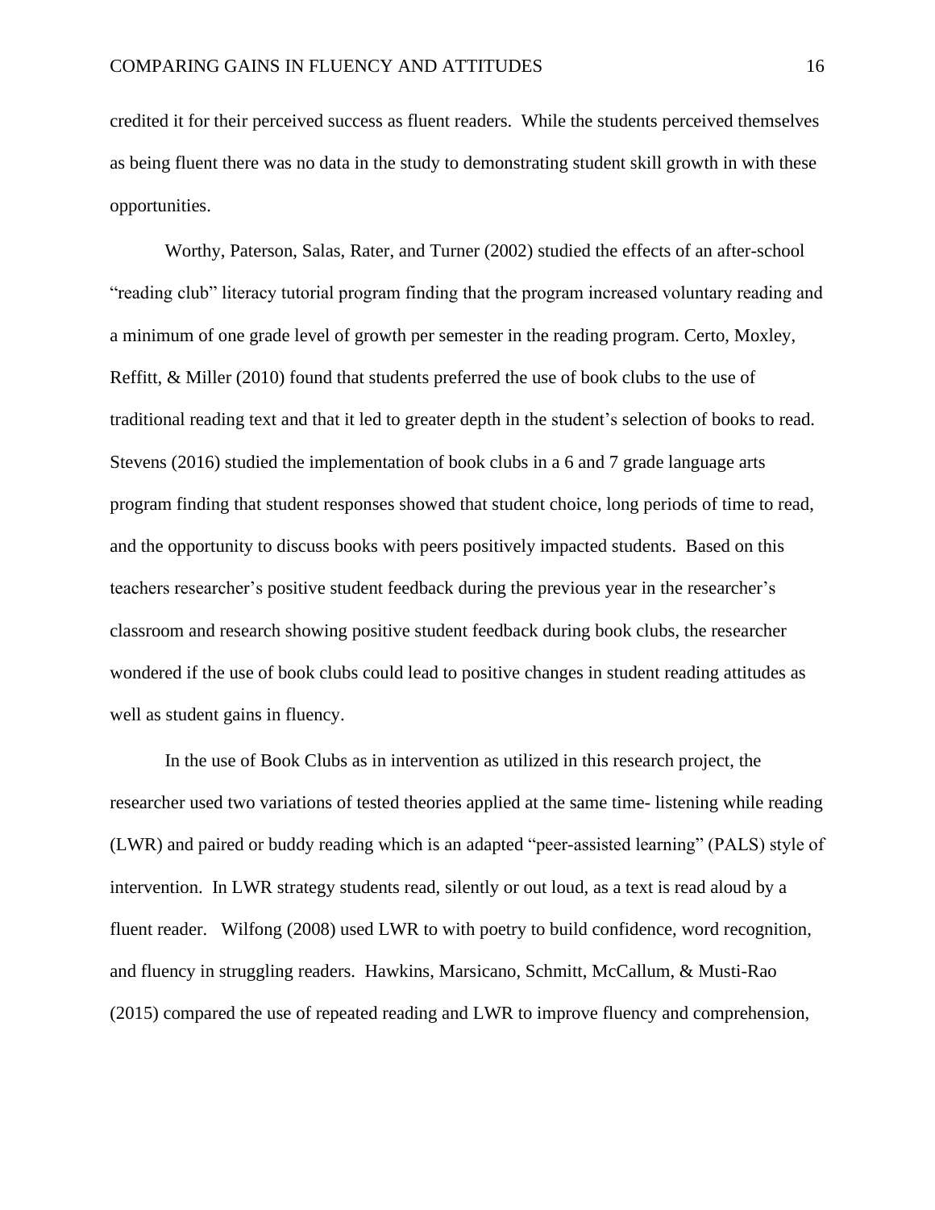credited it for their perceived success as fluent readers. While the students perceived themselves as being fluent there was no data in the study to demonstrating student skill growth in with these opportunities.

Worthy, Paterson, Salas, Rater, and Turner (2002) studied the effects of an after-school "reading club" literacy tutorial program finding that the program increased voluntary reading and a minimum of one grade level of growth per semester in the reading program. Certo, Moxley, Reffitt, & Miller (2010) found that students preferred the use of book clubs to the use of traditional reading text and that it led to greater depth in the student's selection of books to read. Stevens (2016) studied the implementation of book clubs in a 6 and 7 grade language arts program finding that student responses showed that student choice, long periods of time to read, and the opportunity to discuss books with peers positively impacted students. Based on this teachers researcher's positive student feedback during the previous year in the researcher's classroom and research showing positive student feedback during book clubs, the researcher wondered if the use of book clubs could lead to positive changes in student reading attitudes as well as student gains in fluency.

In the use of Book Clubs as in intervention as utilized in this research project, the researcher used two variations of tested theories applied at the same time- listening while reading (LWR) and paired or buddy reading which is an adapted "peer-assisted learning" (PALS) style of intervention. In LWR strategy students read, silently or out loud, as a text is read aloud by a fluent reader. Wilfong (2008) used LWR to with poetry to build confidence, word recognition, and fluency in struggling readers. Hawkins, Marsicano, Schmitt, McCallum, & Musti-Rao (2015) compared the use of repeated reading and LWR to improve fluency and comprehension,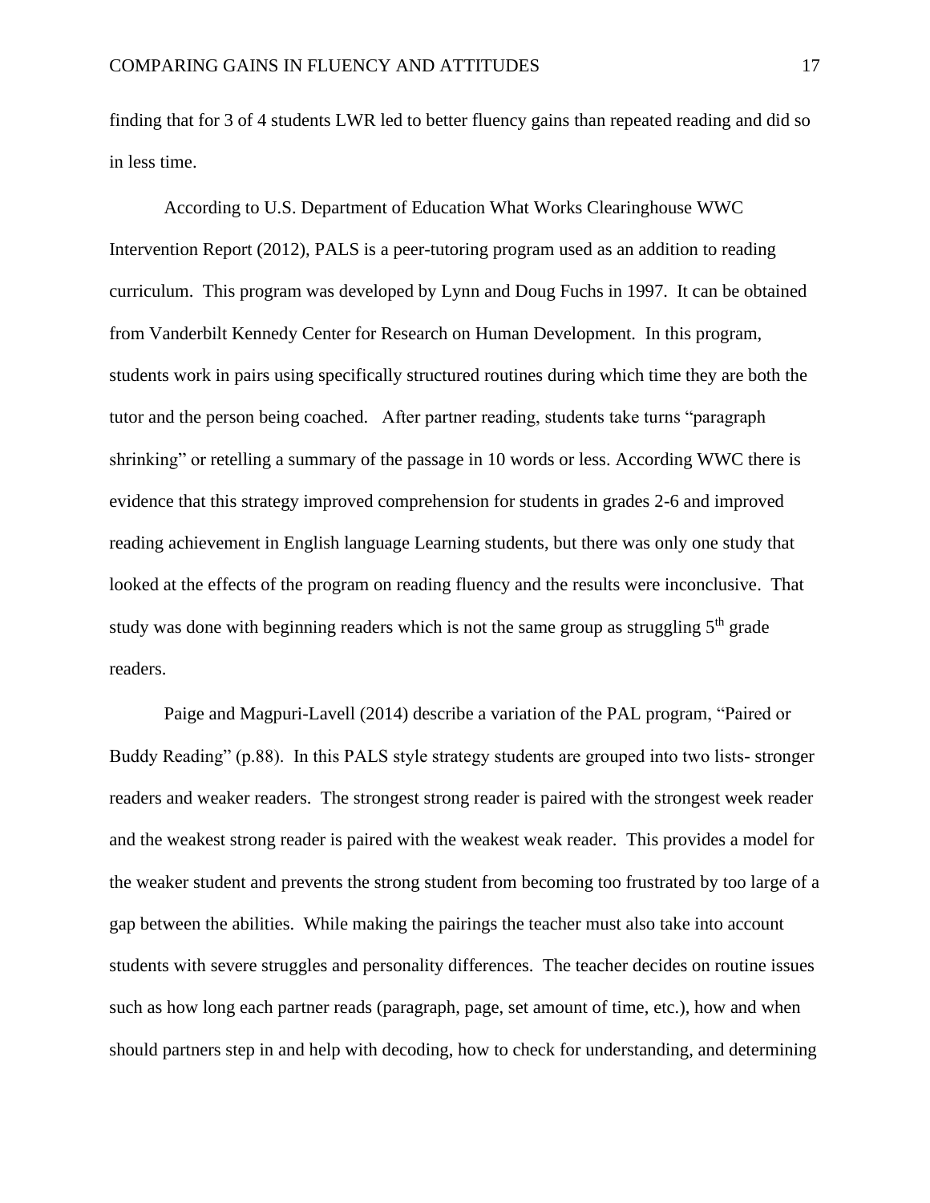finding that for 3 of 4 students LWR led to better fluency gains than repeated reading and did so in less time.

According to U.S. Department of Education What Works Clearinghouse WWC Intervention Report (2012), PALS is a peer-tutoring program used as an addition to reading curriculum.  This program was developed by Lynn and Doug Fuchs in 1997.  It can be obtained from Vanderbilt Kennedy Center for Research on Human Development.  In this program, students work in pairs using specifically structured routines during which time they are both the tutor and the person being coached.   After partner reading, students take turns "paragraph shrinking" or retelling a summary of the passage in 10 words or less. According WWC there is evidence that this strategy improved comprehension for students in grades 2-6 and improved reading achievement in English language Learning students, but there was only one study that looked at the effects of the program on reading fluency and the results were inconclusive.  That study was done with beginning readers which is not the same group as struggling 5th grade readers.

Paige and Magpuri-Lavell (2014) describe a variation of the PAL program, "Paired or Buddy Reading" (p.88).  In this PALS style strategy students are grouped into two lists- stronger readers and weaker readers.  The strongest strong reader is paired with the strongest week reader and the weakest strong reader is paired with the weakest weak reader.  This provides a model for the weaker student and prevents the strong student from becoming too frustrated by too large of a gap between the abilities.  While making the pairings the teacher must also take into account students with severe struggles and personality differences.  The teacher decides on routine issues such as how long each partner reads (paragraph, page, set amount of time, etc.), how and when should partners step in and help with decoding, how to check for understanding, and determining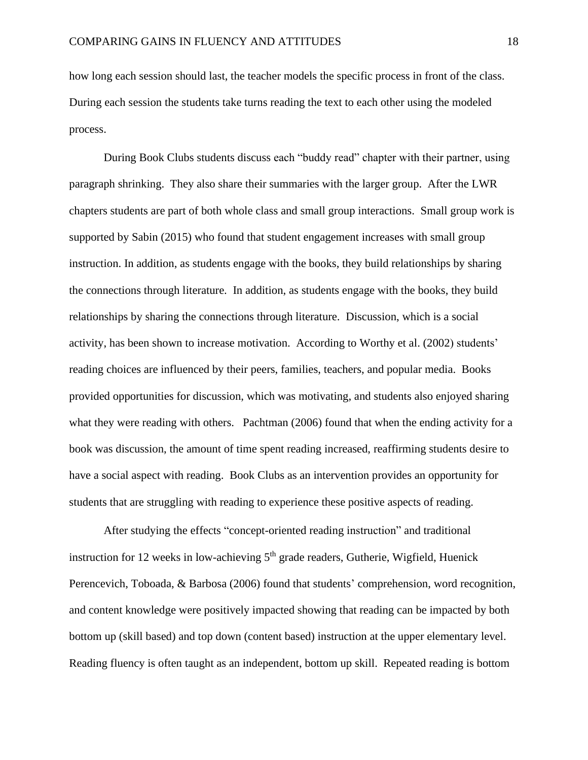how long each session should last, the teacher models the specific process in front of the class. During each session the students take turns reading the text to each other using the modeled process.

During Book Clubs students discuss each "buddy read" chapter with their partner, using paragraph shrinking. They also share their summaries with the larger group. After the LWR chapters students are part of both whole class and small group interactions. Small group work is supported by Sabin (2015) who found that student engagement increases with small group instruction. In addition, as students engage with the books, they build relationships by sharing the connections through literature. In addition, as students engage with the books, they build relationships by sharing the connections through literature. Discussion, which is a social activity, has been shown to increase motivation. According to Worthy et al. (2002) students' reading choices are influenced by their peers, families, teachers, and popular media. Books provided opportunities for discussion, which was motivating, and students also enjoyed sharing what they were reading with others. Pachtman (2006) found that when the ending activity for a book was discussion, the amount of time spent reading increased, reaffirming students desire to have a social aspect with reading. Book Clubs as an intervention provides an opportunity for students that are struggling with reading to experience these positive aspects of reading.

After studying the effects "concept-oriented reading instruction" and traditional instruction for 12 weeks in low-achieving 5th grade readers, Gutherie, Wigfield, Huenick Perencevich, Toboada, & Barbosa (2006) found that students' comprehension, word recognition, and content knowledge were positively impacted showing that reading can be impacted by both bottom up (skill based) and top down (content based) instruction at the upper elementary level. Reading fluency is often taught as an independent, bottom up skill. Repeated reading is bottom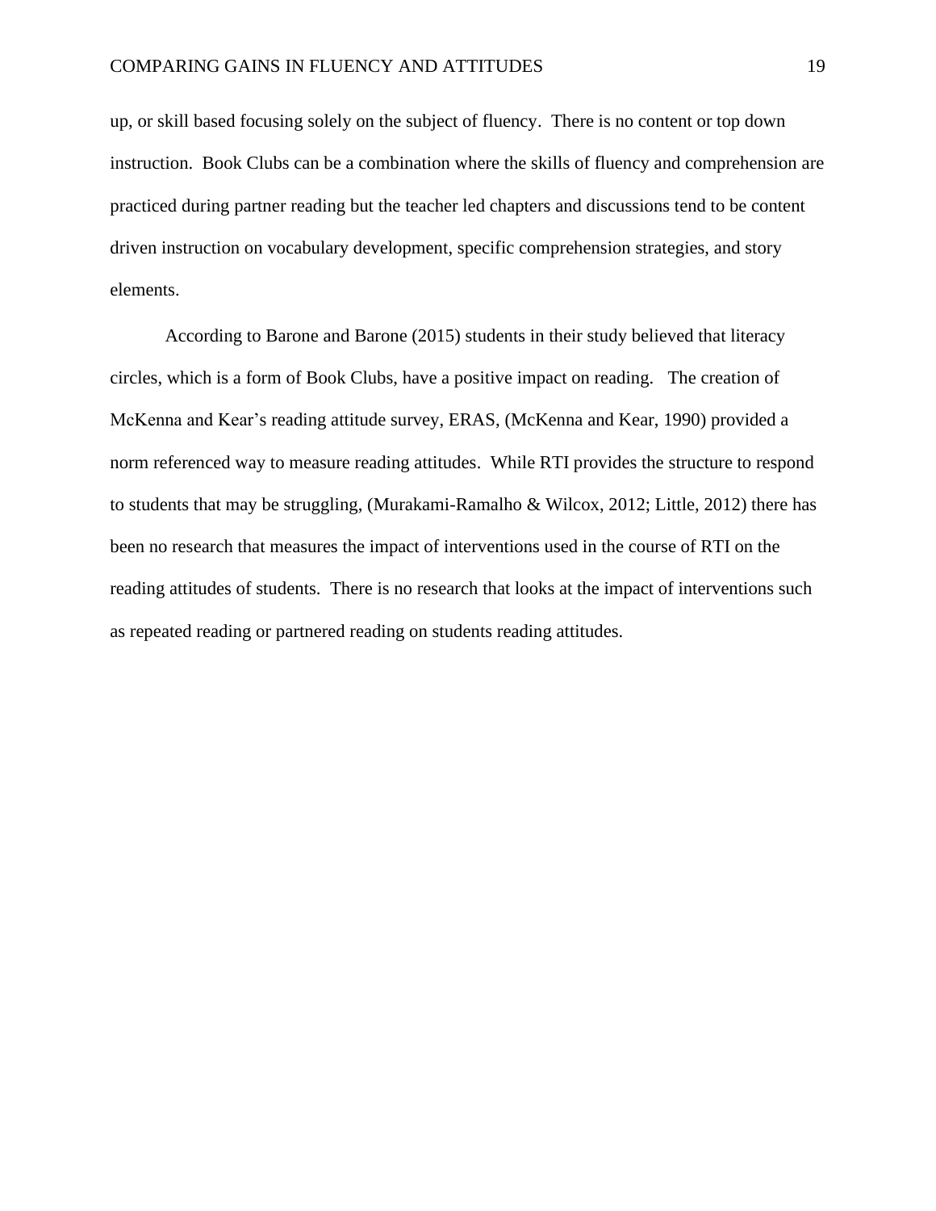up, or skill based focusing solely on the subject of fluency. There is no content or top down instruction. Book Clubs can be a combination where the skills of fluency and comprehension are practiced during partner reading but the teacher led chapters and discussions tend to be content driven instruction on vocabulary development, specific comprehension strategies, and story elements.

According to Barone and Barone (2015) students in their study believed that literacy circles, which is a form of Book Clubs, have a positive impact on reading. The creation of McKenna and Kear's reading attitude survey, ERAS, (McKenna and Kear, 1990) provided a norm referenced way to measure reading attitudes. While RTI provides the structure to respond to students that may be struggling, (Murakami-Ramalho & Wilcox, 2012; Little, 2012) there has been no research that measures the impact of interventions used in the course of RTI on the reading attitudes of students. There is no research that looks at the impact of interventions such as repeated reading or partnered reading on students reading attitudes.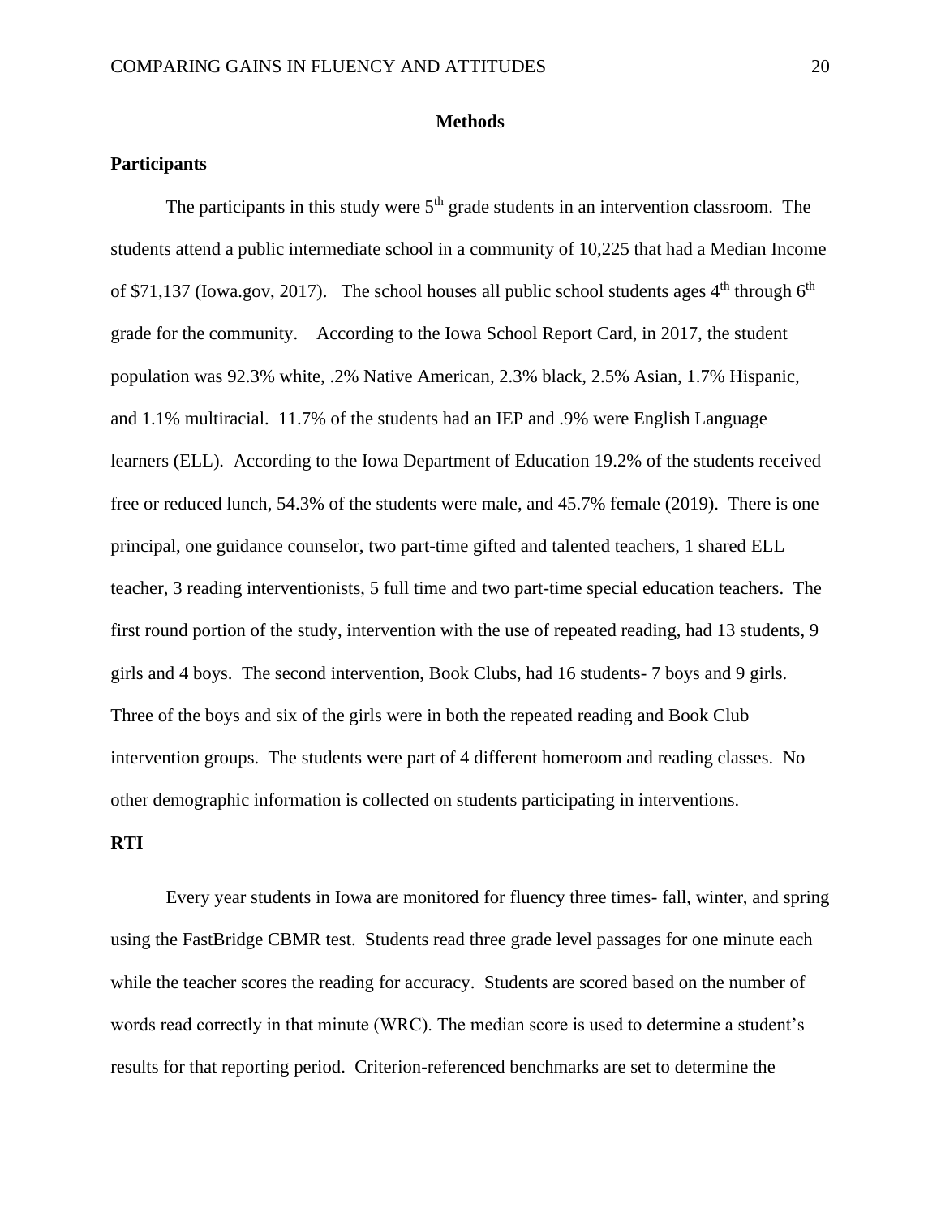## Methods

### Participants

The participants in this study were 5th grade students in an intervention classroom. The students attend a public intermediate school in a community of 10,225 that had a Median Income of $71,137 (Iowa.gov, 2017). The school houses all public school students ages 4th through 6th grade for the community. According to the Iowa School Report Card, in 2017, the student population was 92.3% white, .2% Native American, 2.3% black, 2.5% Asian, 1.7% Hispanic, and 1.1% multiracial. 11.7% of the students had an IEP and .9% were English Language learners (ELL). According to the Iowa Department of Education 19.2% of the students received free or reduced lunch, 54.3% of the students were male, and 45.7% female (2019). There is one principal, one guidance counselor, two part-time gifted and talented teachers, 1 shared ELL teacher, 3 reading interventionists, 5 full time and two part-time special education teachers. The first round portion of the study, intervention with the use of repeated reading, had 13 students, 9 girls and 4 boys. The second intervention, Book Clubs, had 16 students- 7 boys and 9 girls. Three of the boys and six of the girls were in both the repeated reading and Book Club intervention groups. The students were part of 4 different homeroom and reading classes. No other demographic information is collected on students participating in interventions.

### RTI

Every year students in Iowa are monitored for fluency three times- fall, winter, and spring using the FastBridge CBMR test. Students read three grade level passages for one minute each while the teacher scores the reading for accuracy. Students are scored based on the number of words read correctly in that minute (WRC). The median score is used to determine a student's results for that reporting period. Criterion-referenced benchmarks are set to determine the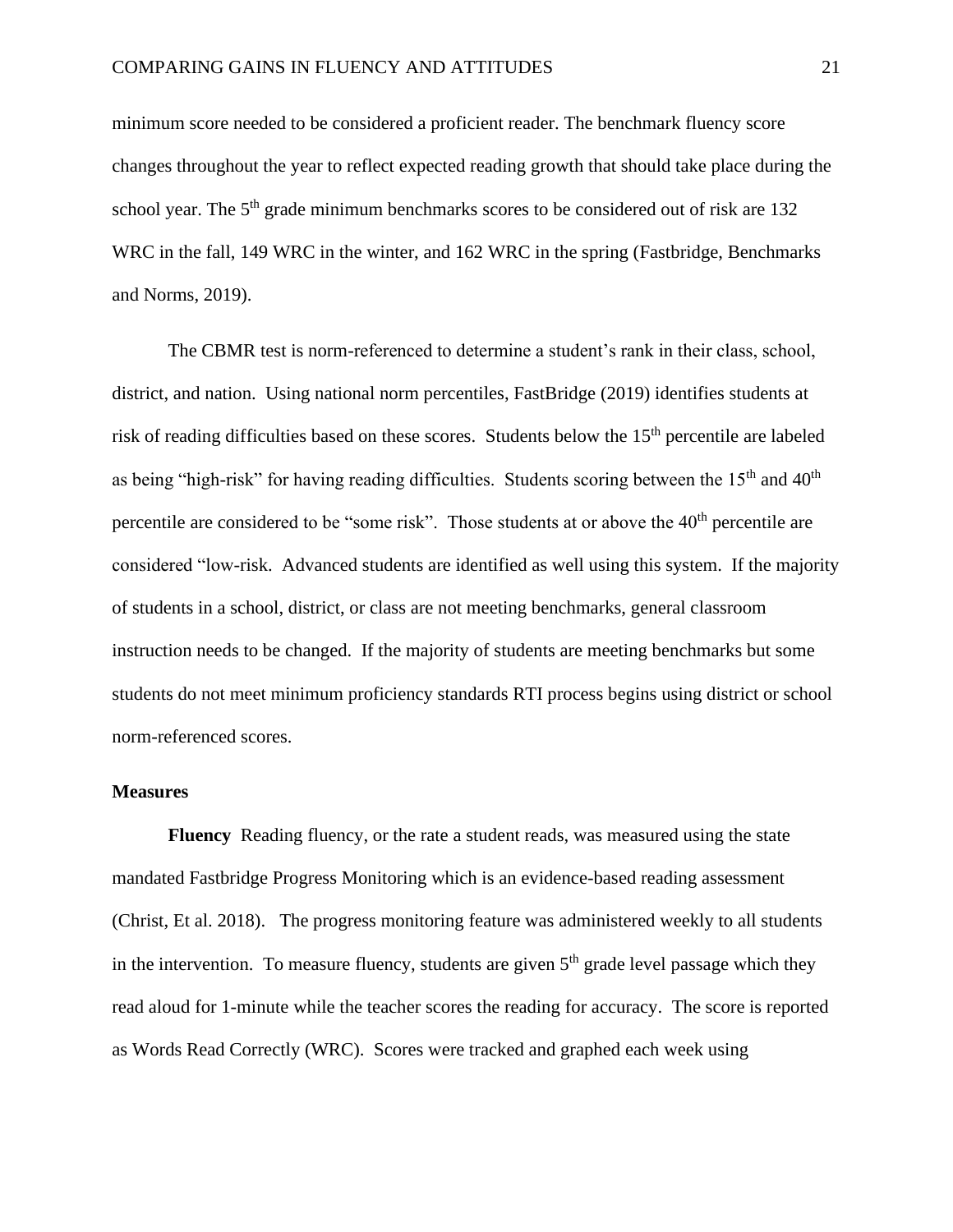minimum score needed to be considered a proficient reader. The benchmark fluency score changes throughout the year to reflect expected reading growth that should take place during the school year. The 5th grade minimum benchmarks scores to be considered out of risk are 132 WRC in the fall, 149 WRC in the winter, and 162 WRC in the spring (Fastbridge, Benchmarks and Norms, 2019).

The CBMR test is norm-referenced to determine a student's rank in their class, school, district, and nation. Using national norm percentiles, FastBridge (2019) identifies students at risk of reading difficulties based on these scores. Students below the 15th percentile are labeled as being "high-risk" for having reading difficulties. Students scoring between the 15th and 40th percentile are considered to be "some risk". Those students at or above the 40th percentile are considered "low-risk. Advanced students are identified as well using this system. If the majority of students in a school, district, or class are not meeting benchmarks, general classroom instruction needs to be changed. If the majority of students are meeting benchmarks but some students do not meet minimum proficiency standards RTI process begins using district or school norm-referenced scores.

### Measures

**Fluency** Reading fluency, or the rate a student reads, was measured using the state mandated Fastbridge Progress Monitoring which is an evidence-based reading assessment (Christ, Et al. 2018). The progress monitoring feature was administered weekly to all students in the intervention. To measure fluency, students are given 5th grade level passage which they read aloud for 1-minute while the teacher scores the reading for accuracy. The score is reported as Words Read Correctly (WRC). Scores were tracked and graphed each week using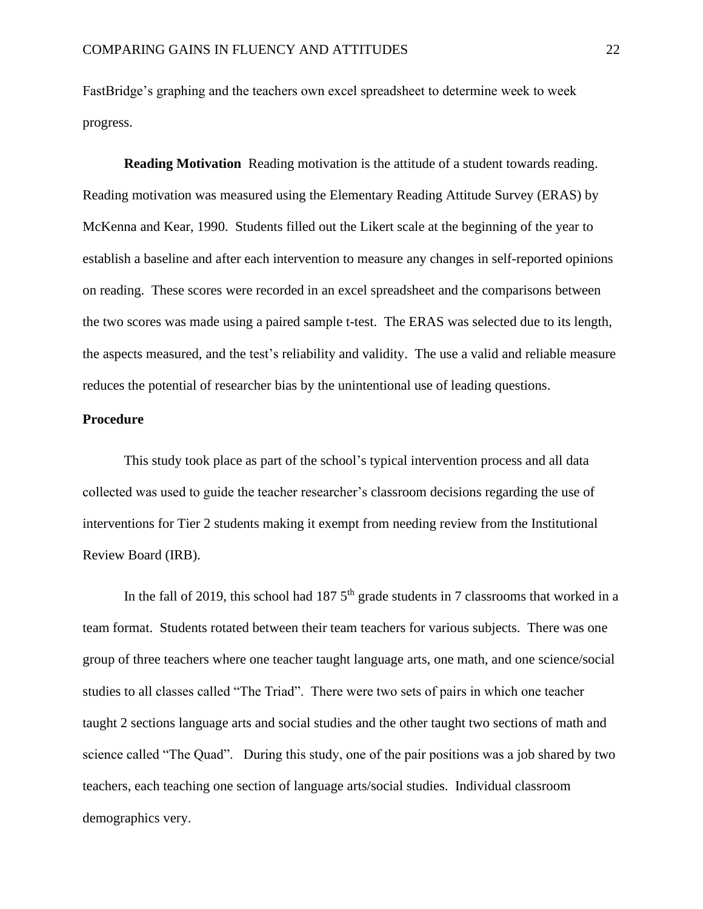FastBridge's graphing and the teachers own excel spreadsheet to determine week to week progress.

**Reading Motivation** Reading motivation is the attitude of a student towards reading. Reading motivation was measured using the Elementary Reading Attitude Survey (ERAS) by McKenna and Kear, 1990. Students filled out the Likert scale at the beginning of the year to establish a baseline and after each intervention to measure any changes in self-reported opinions on reading. These scores were recorded in an excel spreadsheet and the comparisons between the two scores was made using a paired sample t-test. The ERAS was selected due to its length, the aspects measured, and the test's reliability and validity. The use a valid and reliable measure reduces the potential of researcher bias by the unintentional use of leading questions.

## Procedure

This study took place as part of the school's typical intervention process and all data collected was used to guide the teacher researcher's classroom decisions regarding the use of interventions for Tier 2 students making it exempt from needing review from the Institutional Review Board (IRB).

In the fall of 2019, this school had 187 5th grade students in 7 classrooms that worked in a team format. Students rotated between their team teachers for various subjects. There was one group of three teachers where one teacher taught language arts, one math, and one science/social studies to all classes called "The Triad". There were two sets of pairs in which one teacher taught 2 sections language arts and social studies and the other taught two sections of math and science called "The Quad". During this study, one of the pair positions was a job shared by two teachers, each teaching one section of language arts/social studies. Individual classroom demographics very.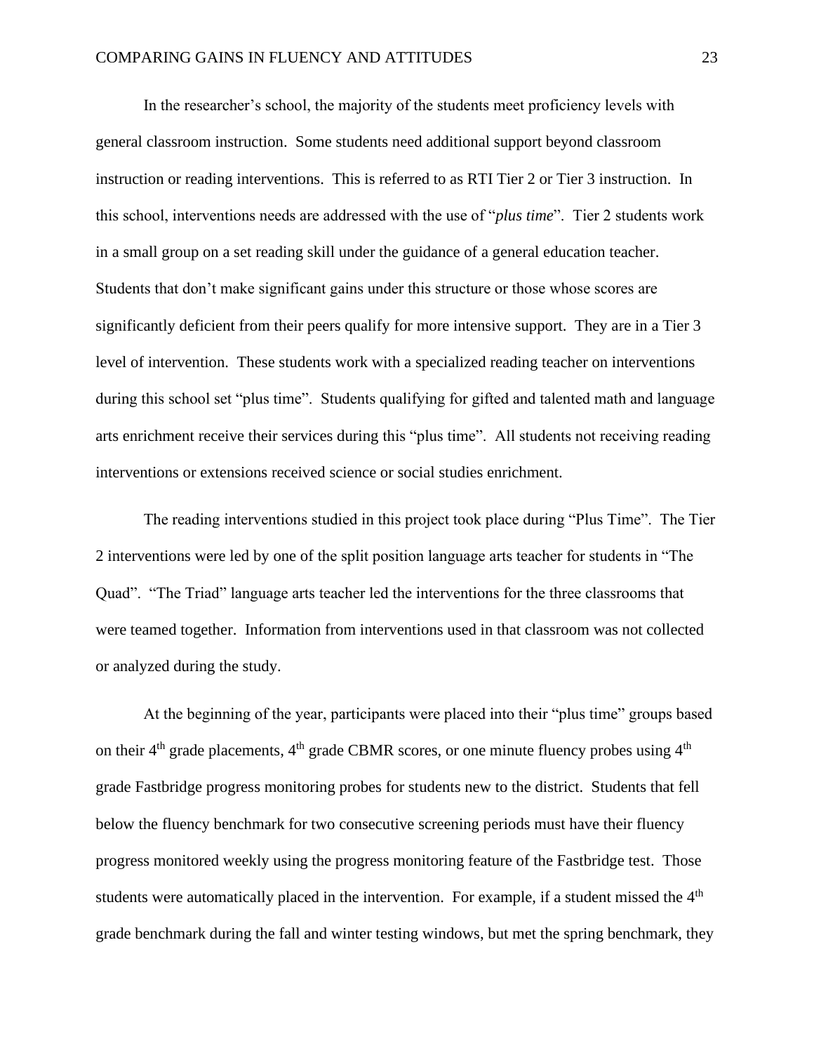In the researcher's school, the majority of the students meet proficiency levels with general classroom instruction. Some students need additional support beyond classroom instruction or reading interventions. This is referred to as RTI Tier 2 or Tier 3 instruction. In this school, interventions needs are addressed with the use of "*plus time*". Tier 2 students work in a small group on a set reading skill under the guidance of a general education teacher. Students that don't make significant gains under this structure or those whose scores are significantly deficient from their peers qualify for more intensive support. They are in a Tier 3 level of intervention. These students work with a specialized reading teacher on interventions during this school set "plus time". Students qualifying for gifted and talented math and language arts enrichment receive their services during this "plus time". All students not receiving reading interventions or extensions received science or social studies enrichment.

The reading interventions studied in this project took place during "Plus Time". The Tier 2 interventions were led by one of the split position language arts teacher for students in "The Quad". "The Triad" language arts teacher led the interventions for the three classrooms that were teamed together. Information from interventions used in that classroom was not collected or analyzed during the study.

At the beginning of the year, participants were placed into their "plus time" groups based on their 4th grade placements, 4th grade CBMR scores, or one minute fluency probes using 4th grade Fastbridge progress monitoring probes for students new to the district. Students that fell below the fluency benchmark for two consecutive screening periods must have their fluency progress monitored weekly using the progress monitoring feature of the Fastbridge test. Those students were automatically placed in the intervention. For example, if a student missed the 4th grade benchmark during the fall and winter testing windows, but met the spring benchmark, they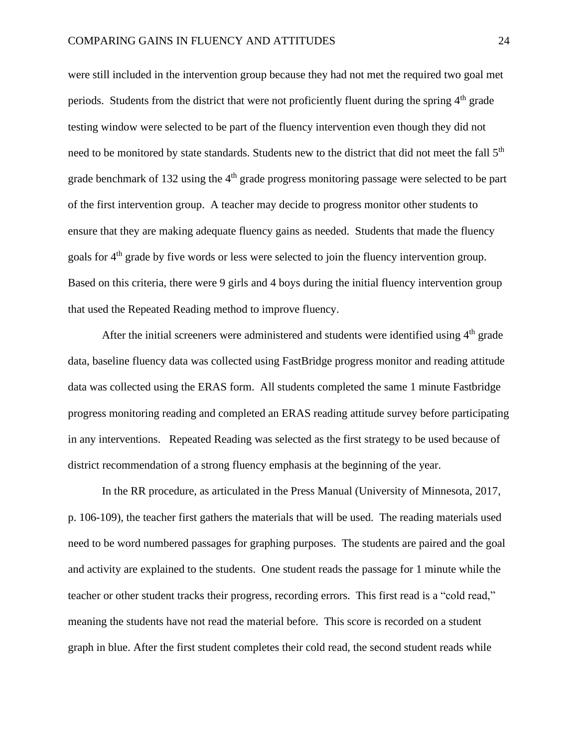were still included in the intervention group because they had not met the required two goal met periods. Students from the district that were not proficiently fluent during the spring 4th grade testing window were selected to be part of the fluency intervention even though they did not need to be monitored by state standards. Students new to the district that did not meet the fall 5th grade benchmark of 132 using the 4th grade progress monitoring passage were selected to be part of the first intervention group. A teacher may decide to progress monitor other students to ensure that they are making adequate fluency gains as needed. Students that made the fluency goals for 4th grade by five words or less were selected to join the fluency intervention group. Based on this criteria, there were 9 girls and 4 boys during the initial fluency intervention group that used the Repeated Reading method to improve fluency.

After the initial screeners were administered and students were identified using 4th grade data, baseline fluency data was collected using FastBridge progress monitor and reading attitude data was collected using the ERAS form. All students completed the same 1 minute Fastbridge progress monitoring reading and completed an ERAS reading attitude survey before participating in any interventions. Repeated Reading was selected as the first strategy to be used because of district recommendation of a strong fluency emphasis at the beginning of the year.

In the RR procedure, as articulated in the Press Manual (University of Minnesota, 2017, p. 106-109), the teacher first gathers the materials that will be used. The reading materials used need to be word numbered passages for graphing purposes. The students are paired and the goal and activity are explained to the students. One student reads the passage for 1 minute while the teacher or other student tracks their progress, recording errors. This first read is a "cold read," meaning the students have not read the material before. This score is recorded on a student graph in blue. After the first student completes their cold read, the second student reads while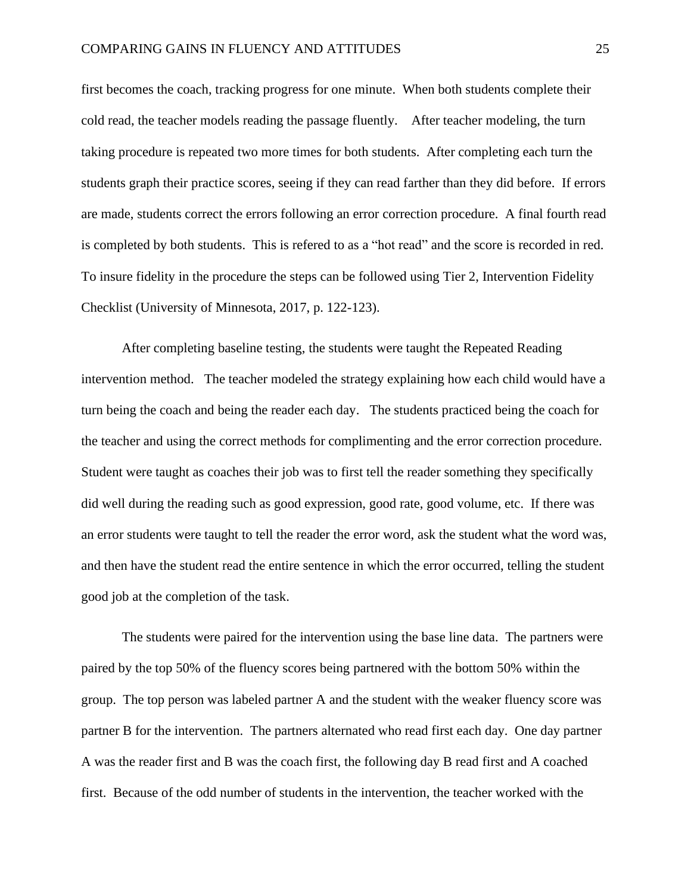first becomes the coach, tracking progress for one minute. When both students complete their cold read, the teacher models reading the passage fluently. After teacher modeling, the turn taking procedure is repeated two more times for both students. After completing each turn the students graph their practice scores, seeing if they can read farther than they did before. If errors are made, students correct the errors following an error correction procedure. A final fourth read is completed by both students. This is refered to as a "hot read" and the score is recorded in red. To insure fidelity in the procedure the steps can be followed using Tier 2, Intervention Fidelity Checklist (University of Minnesota, 2017, p. 122-123).

After completing baseline testing, the students were taught the Repeated Reading intervention method. The teacher modeled the strategy explaining how each child would have a turn being the coach and being the reader each day. The students practiced being the coach for the teacher and using the correct methods for complimenting and the error correction procedure. Student were taught as coaches their job was to first tell the reader something they specifically did well during the reading such as good expression, good rate, good volume, etc. If there was an error students were taught to tell the reader the error word, ask the student what the word was, and then have the student read the entire sentence in which the error occurred, telling the student good job at the completion of the task.

The students were paired for the intervention using the base line data. The partners were paired by the top 50% of the fluency scores being partnered with the bottom 50% within the group. The top person was labeled partner A and the student with the weaker fluency score was partner B for the intervention. The partners alternated who read first each day. One day partner A was the reader first and B was the coach first, the following day B read first and A coached first. Because of the odd number of students in the intervention, the teacher worked with the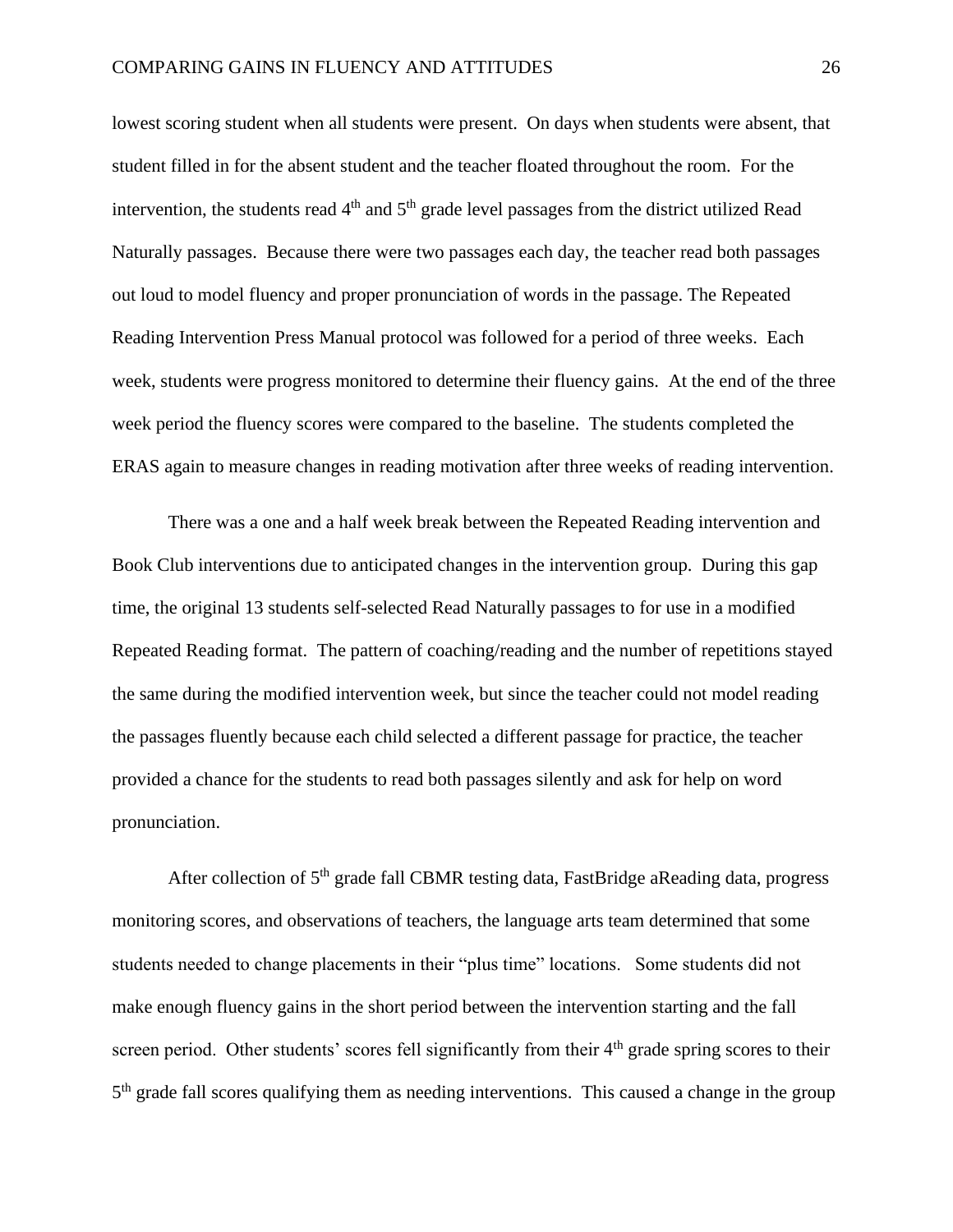lowest scoring student when all students were present. On days when students were absent, that student filled in for the absent student and the teacher floated throughout the room. For the intervention, the students read 4th and 5th grade level passages from the district utilized Read Naturally passages. Because there were two passages each day, the teacher read both passages out loud to model fluency and proper pronunciation of words in the passage. The Repeated Reading Intervention Press Manual protocol was followed for a period of three weeks. Each week, students were progress monitored to determine their fluency gains. At the end of the three week period the fluency scores were compared to the baseline. The students completed the ERAS again to measure changes in reading motivation after three weeks of reading intervention.

There was a one and a half week break between the Repeated Reading intervention and Book Club interventions due to anticipated changes in the intervention group. During this gap time, the original 13 students self-selected Read Naturally passages to for use in a modified Repeated Reading format. The pattern of coaching/reading and the number of repetitions stayed the same during the modified intervention week, but since the teacher could not model reading the passages fluently because each child selected a different passage for practice, the teacher provided a chance for the students to read both passages silently and ask for help on word pronunciation.

After collection of 5th grade fall CBMR testing data, FastBridge aReading data, progress monitoring scores, and observations of teachers, the language arts team determined that some students needed to change placements in their "plus time" locations. Some students did not make enough fluency gains in the short period between the intervention starting and the fall screen period. Other students' scores fell significantly from their 4th grade spring scores to their 5th grade fall scores qualifying them as needing interventions. This caused a change in the group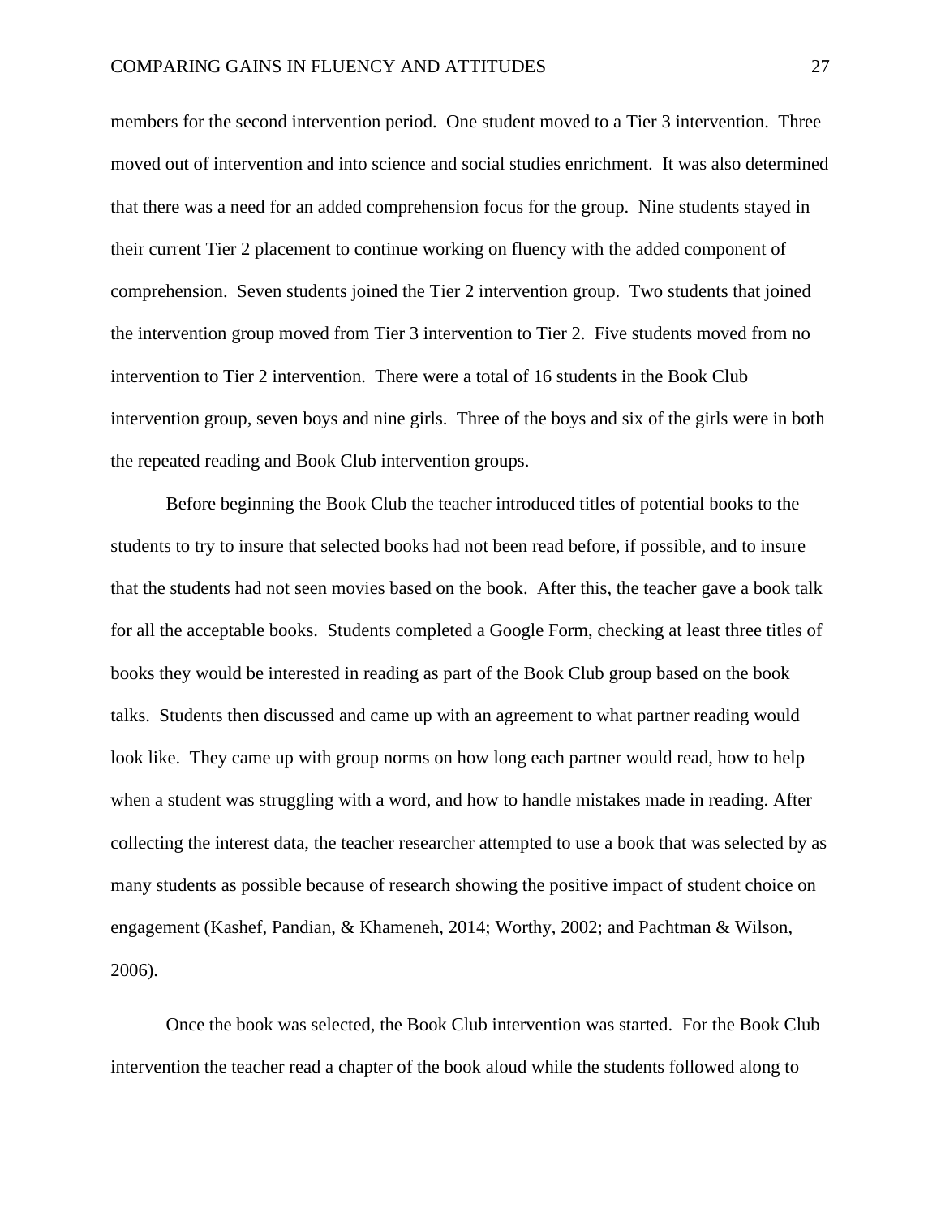members for the second intervention period. One student moved to a Tier 3 intervention. Three moved out of intervention and into science and social studies enrichment. It was also determined that there was a need for an added comprehension focus for the group. Nine students stayed in their current Tier 2 placement to continue working on fluency with the added component of comprehension. Seven students joined the Tier 2 intervention group. Two students that joined the intervention group moved from Tier 3 intervention to Tier 2. Five students moved from no intervention to Tier 2 intervention. There were a total of 16 students in the Book Club intervention group, seven boys and nine girls. Three of the boys and six of the girls were in both the repeated reading and Book Club intervention groups.

Before beginning the Book Club the teacher introduced titles of potential books to the students to try to insure that selected books had not been read before, if possible, and to insure that the students had not seen movies based on the book. After this, the teacher gave a book talk for all the acceptable books. Students completed a Google Form, checking at least three titles of books they would be interested in reading as part of the Book Club group based on the book talks. Students then discussed and came up with an agreement to what partner reading would look like. They came up with group norms on how long each partner would read, how to help when a student was struggling with a word, and how to handle mistakes made in reading. After collecting the interest data, the teacher researcher attempted to use a book that was selected by as many students as possible because of research showing the positive impact of student choice on engagement (Kashef, Pandian, & Khameneh, 2014; Worthy, 2002; and Pachtman & Wilson, 2006).

Once the book was selected, the Book Club intervention was started. For the Book Club intervention the teacher read a chapter of the book aloud while the students followed along to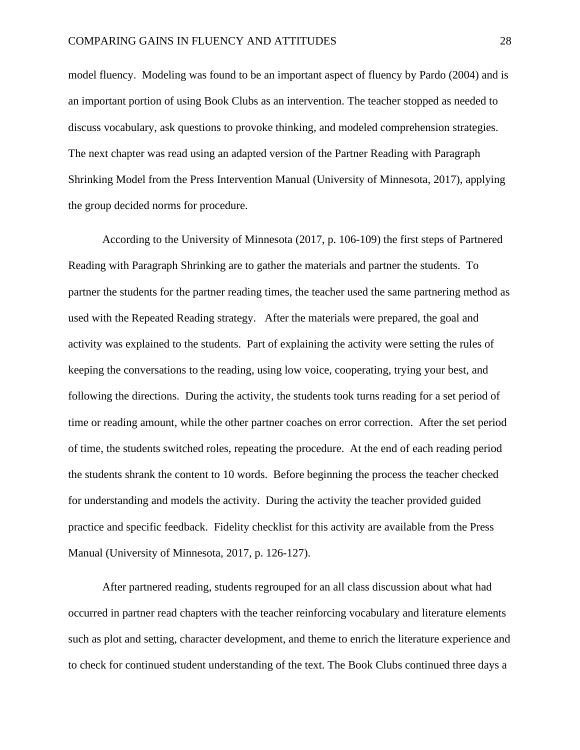model fluency. Modeling was found to be an important aspect of fluency by Pardo (2004) and is an important portion of using Book Clubs as an intervention. The teacher stopped as needed to discuss vocabulary, ask questions to provoke thinking, and modeled comprehension strategies. The next chapter was read using an adapted version of the Partner Reading with Paragraph Shrinking Model from the Press Intervention Manual (University of Minnesota, 2017), applying the group decided norms for procedure.

According to the University of Minnesota (2017, p. 106-109) the first steps of Partnered Reading with Paragraph Shrinking are to gather the materials and partner the students. To partner the students for the partner reading times, the teacher used the same partnering method as used with the Repeated Reading strategy. After the materials were prepared, the goal and activity was explained to the students. Part of explaining the activity were setting the rules of keeping the conversations to the reading, using low voice, cooperating, trying your best, and following the directions. During the activity, the students took turns reading for a set period of time or reading amount, while the other partner coaches on error correction. After the set period of time, the students switched roles, repeating the procedure. At the end of each reading period the students shrank the content to 10 words. Before beginning the process the teacher checked for understanding and models the activity. During the activity the teacher provided guided practice and specific feedback. Fidelity checklist for this activity are available from the Press Manual (University of Minnesota, 2017, p. 126-127).

After partnered reading, students regrouped for an all class discussion about what had occurred in partner read chapters with the teacher reinforcing vocabulary and literature elements such as plot and setting, character development, and theme to enrich the literature experience and to check for continued student understanding of the text. The Book Clubs continued three days a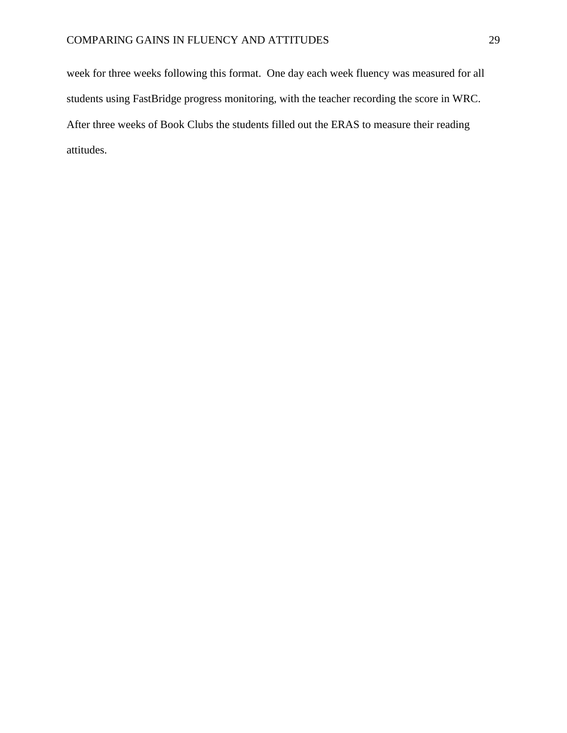week for three weeks following this format.  One day each week fluency was measured for all students using FastBridge progress monitoring, with the teacher recording the score in WRC. After three weeks of Book Clubs the students filled out the ERAS to measure their reading attitudes.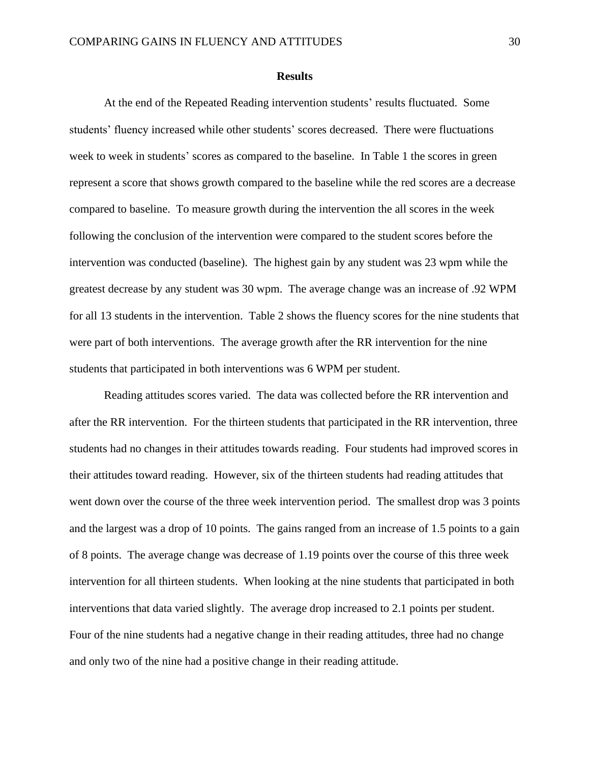## Results

At the end of the Repeated Reading intervention students' results fluctuated. Some students' fluency increased while other students' scores decreased. There were fluctuations week to week in students' scores as compared to the baseline. In Table 1 the scores in green represent a score that shows growth compared to the baseline while the red scores are a decrease compared to baseline. To measure growth during the intervention the all scores in the week following the conclusion of the intervention were compared to the student scores before the intervention was conducted (baseline). The highest gain by any student was 23 wpm while the greatest decrease by any student was 30 wpm. The average change was an increase of .92 WPM for all 13 students in the intervention. Table 2 shows the fluency scores for the nine students that were part of both interventions. The average growth after the RR intervention for the nine students that participated in both interventions was 6 WPM per student.

Reading attitudes scores varied. The data was collected before the RR intervention and after the RR intervention. For the thirteen students that participated in the RR intervention, three students had no changes in their attitudes towards reading. Four students had improved scores in their attitudes toward reading. However, six of the thirteen students had reading attitudes that went down over the course of the three week intervention period. The smallest drop was 3 points and the largest was a drop of 10 points. The gains ranged from an increase of 1.5 points to a gain of 8 points. The average change was decrease of 1.19 points over the course of this three week intervention for all thirteen students. When looking at the nine students that participated in both interventions that data varied slightly. The average drop increased to 2.1 points per student. Four of the nine students had a negative change in their reading attitudes, three had no change and only two of the nine had a positive change in their reading attitude.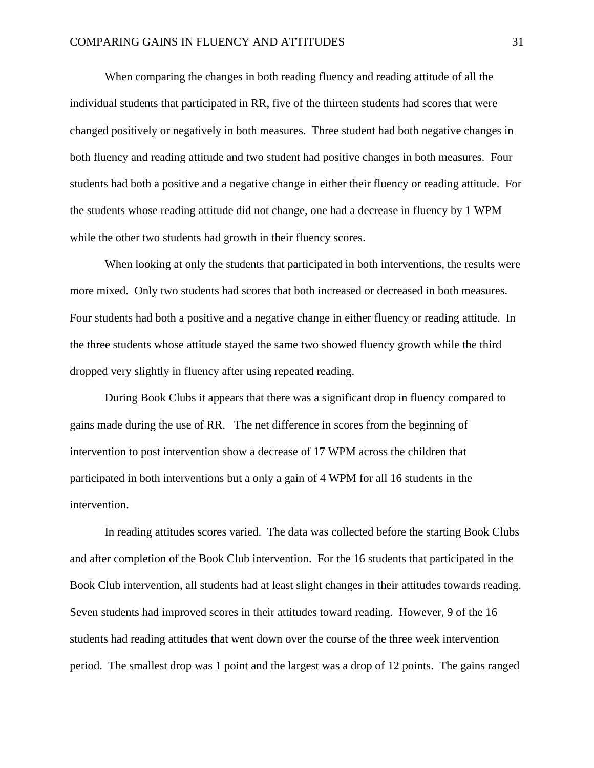When comparing the changes in both reading fluency and reading attitude of all the individual students that participated in RR, five of the thirteen students had scores that were changed positively or negatively in both measures.  Three student had both negative changes in both fluency and reading attitude and two student had positive changes in both measures.  Four students had both a positive and a negative change in either their fluency or reading attitude.  For the students whose reading attitude did not change, one had a decrease in fluency by 1 WPM while the other two students had growth in their fluency scores.

When looking at only the students that participated in both interventions, the results were more mixed.  Only two students had scores that both increased or decreased in both measures.  Four students had both a positive and a negative change in either fluency or reading attitude.  In the three students whose attitude stayed the same two showed fluency growth while the third dropped very slightly in fluency after using repeated reading.

During Book Clubs it appears that there was a significant drop in fluency compared to gains made during the use of RR.   The net difference in scores from the beginning of intervention to post intervention show a decrease of 17 WPM across the children that participated in both interventions but a only a gain of 4 WPM for all 16 students in the intervention.

In reading attitudes scores varied.  The data was collected before the starting Book Clubs and after completion of the Book Club intervention.  For the 16 students that participated in the Book Club intervention, all students had at least slight changes in their attitudes towards reading.  Seven students had improved scores in their attitudes toward reading.  However, 9 of the 16 students had reading attitudes that went down over the course of the three week intervention period.  The smallest drop was 1 point and the largest was a drop of 12 points.  The gains ranged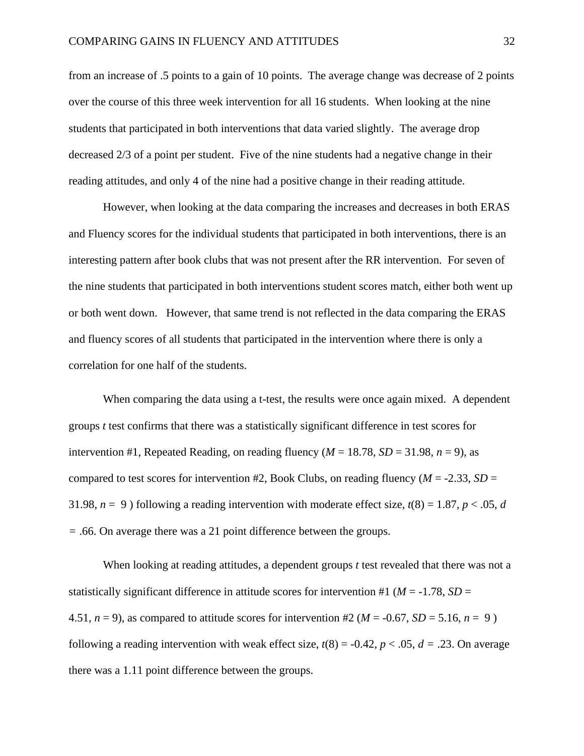from an increase of .5 points to a gain of 10 points. The average change was decrease of 2 points over the course of this three week intervention for all 16 students. When looking at the nine students that participated in both interventions that data varied slightly. The average drop decreased 2/3 of a point per student. Five of the nine students had a negative change in their reading attitudes, and only 4 of the nine had a positive change in their reading attitude.

However, when looking at the data comparing the increases and decreases in both ERAS and Fluency scores for the individual students that participated in both interventions, there is an interesting pattern after book clubs that was not present after the RR intervention. For seven of the nine students that participated in both interventions student scores match, either both went up or both went down. However, that same trend is not reflected in the data comparing the ERAS and fluency scores of all students that participated in the intervention where there is only a correlation for one half of the students.

When comparing the data using a t-test, the results were once again mixed. A dependent groups *t* test confirms that there was a statistically significant difference in test scores for intervention #1, Repeated Reading, on reading fluency ($M = 18.78$, $SD = 31.98$, $n = 9$), as compared to test scores for intervention #2, Book Clubs, on reading fluency ($M = -2.33$, $SD = 31.98$, $n = 9$) following a reading intervention with moderate effect size, $t(8) = 1.87$, $p < .05$, $d = .66$. On average there was a 21 point difference between the groups.

When looking at reading attitudes, a dependent groups *t* test revealed that there was not a statistically significant difference in attitude scores for intervention #1 ($M = -1.78$, $SD = 4.51$, $n = 9$), as compared to attitude scores for intervention #2 ($M = -0.67$, $SD = 5.16$, $n = 9$) following a reading intervention with weak effect size, $t(8) = -0.42$, $p < .05$, $d = .23$. On average there was a 1.11 point difference between the groups.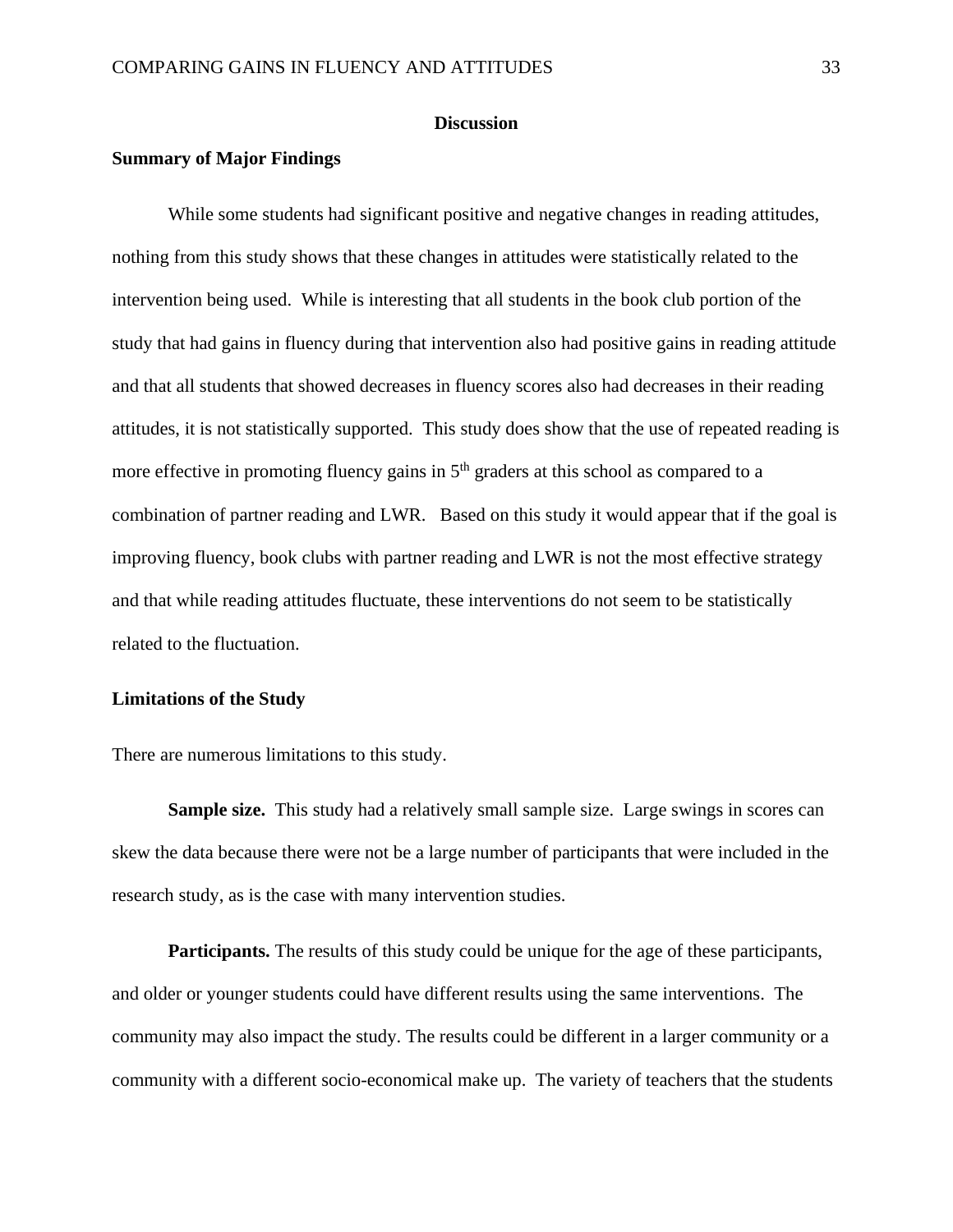## Discussion

### Summary of Major Findings

While some students had significant positive and negative changes in reading attitudes, nothing from this study shows that these changes in attitudes were statistically related to the intervention being used. While is interesting that all students in the book club portion of the study that had gains in fluency during that intervention also had positive gains in reading attitude and that all students that showed decreases in fluency scores also had decreases in their reading attitudes, it is not statistically supported. This study does show that the use of repeated reading is more effective in promoting fluency gains in 5th graders at this school as compared to a combination of partner reading and LWR. Based on this study it would appear that if the goal is improving fluency, book clubs with partner reading and LWR is not the most effective strategy and that while reading attitudes fluctuate, these interventions do not seem to be statistically related to the fluctuation.

### Limitations of the Study

There are numerous limitations to this study.

**Sample size.** This study had a relatively small sample size. Large swings in scores can skew the data because there were not be a large number of participants that were included in the research study, as is the case with many intervention studies.

**Participants.** The results of this study could be unique for the age of these participants, and older or younger students could have different results using the same interventions. The community may also impact the study. The results could be different in a larger community or a community with a different socio-economical make up. The variety of teachers that the students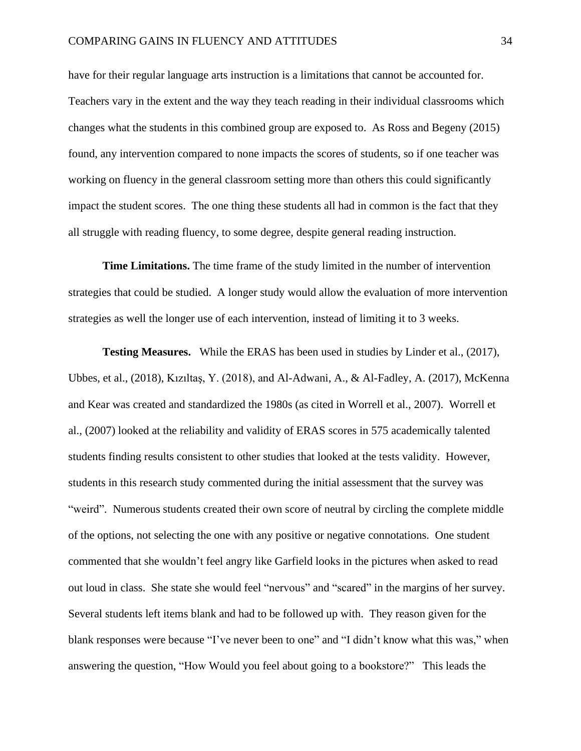have for their regular language arts instruction is a limitations that cannot be accounted for. Teachers vary in the extent and the way they teach reading in their individual classrooms which changes what the students in this combined group are exposed to. As Ross and Begeny (2015) found, any intervention compared to none impacts the scores of students, so if one teacher was working on fluency in the general classroom setting more than others this could significantly impact the student scores. The one thing these students all had in common is the fact that they all struggle with reading fluency, to some degree, despite general reading instruction.

**Time Limitations.** The time frame of the study limited in the number of intervention strategies that could be studied. A longer study would allow the evaluation of more intervention strategies as well the longer use of each intervention, instead of limiting it to 3 weeks.

**Testing Measures.** While the ERAS has been used in studies by Linder et al., (2017), Ubbes, et al., (2018), Kızıltaş, Y. (2018), and Al-Adwani, A., & Al-Fadley, A. (2017), McKenna and Kear was created and standardized the 1980s (as cited in Worrell et al., 2007). Worrell et al., (2007) looked at the reliability and validity of ERAS scores in 575 academically talented students finding results consistent to other studies that looked at the tests validity. However, students in this research study commented during the initial assessment that the survey was "weird". Numerous students created their own score of neutral by circling the complete middle of the options, not selecting the one with any positive or negative connotations. One student commented that she wouldn't feel angry like Garfield looks in the pictures when asked to read out loud in class. She state she would feel "nervous" and "scared" in the margins of her survey. Several students left items blank and had to be followed up with. They reason given for the blank responses were because "I've never been to one" and "I didn't know what this was," when answering the question, "How Would you feel about going to a bookstore?" This leads the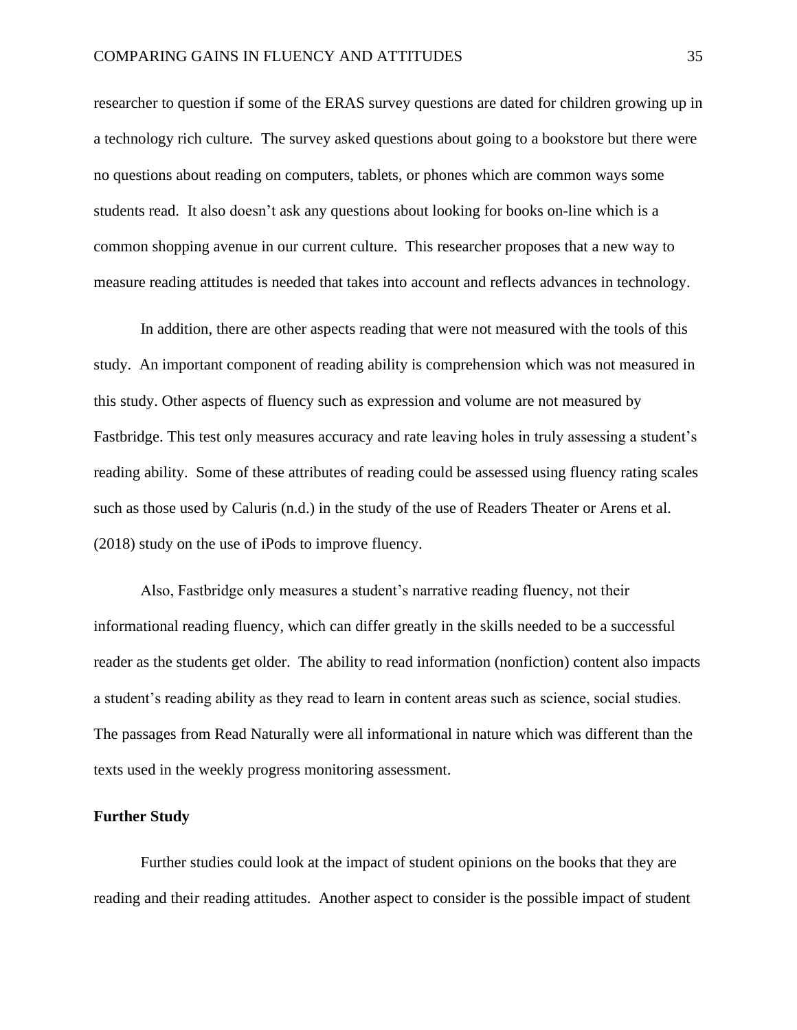researcher to question if some of the ERAS survey questions are dated for children growing up in a technology rich culture. The survey asked questions about going to a bookstore but there were no questions about reading on computers, tablets, or phones which are common ways some students read. It also doesn't ask any questions about looking for books on-line which is a common shopping avenue in our current culture. This researcher proposes that a new way to measure reading attitudes is needed that takes into account and reflects advances in technology.

In addition, there are other aspects reading that were not measured with the tools of this study. An important component of reading ability is comprehension which was not measured in this study. Other aspects of fluency such as expression and volume are not measured by Fastbridge. This test only measures accuracy and rate leaving holes in truly assessing a student's reading ability. Some of these attributes of reading could be assessed using fluency rating scales such as those used by Caluris (n.d.) in the study of the use of Readers Theater or Arens et al. (2018) study on the use of iPods to improve fluency.

Also, Fastbridge only measures a student's narrative reading fluency, not their informational reading fluency, which can differ greatly in the skills needed to be a successful reader as the students get older. The ability to read information (nonfiction) content also impacts a student's reading ability as they read to learn in content areas such as science, social studies. The passages from Read Naturally were all informational in nature which was different than the texts used in the weekly progress monitoring assessment.

**Further Study**

Further studies could look at the impact of student opinions on the books that they are reading and their reading attitudes. Another aspect to consider is the possible impact of student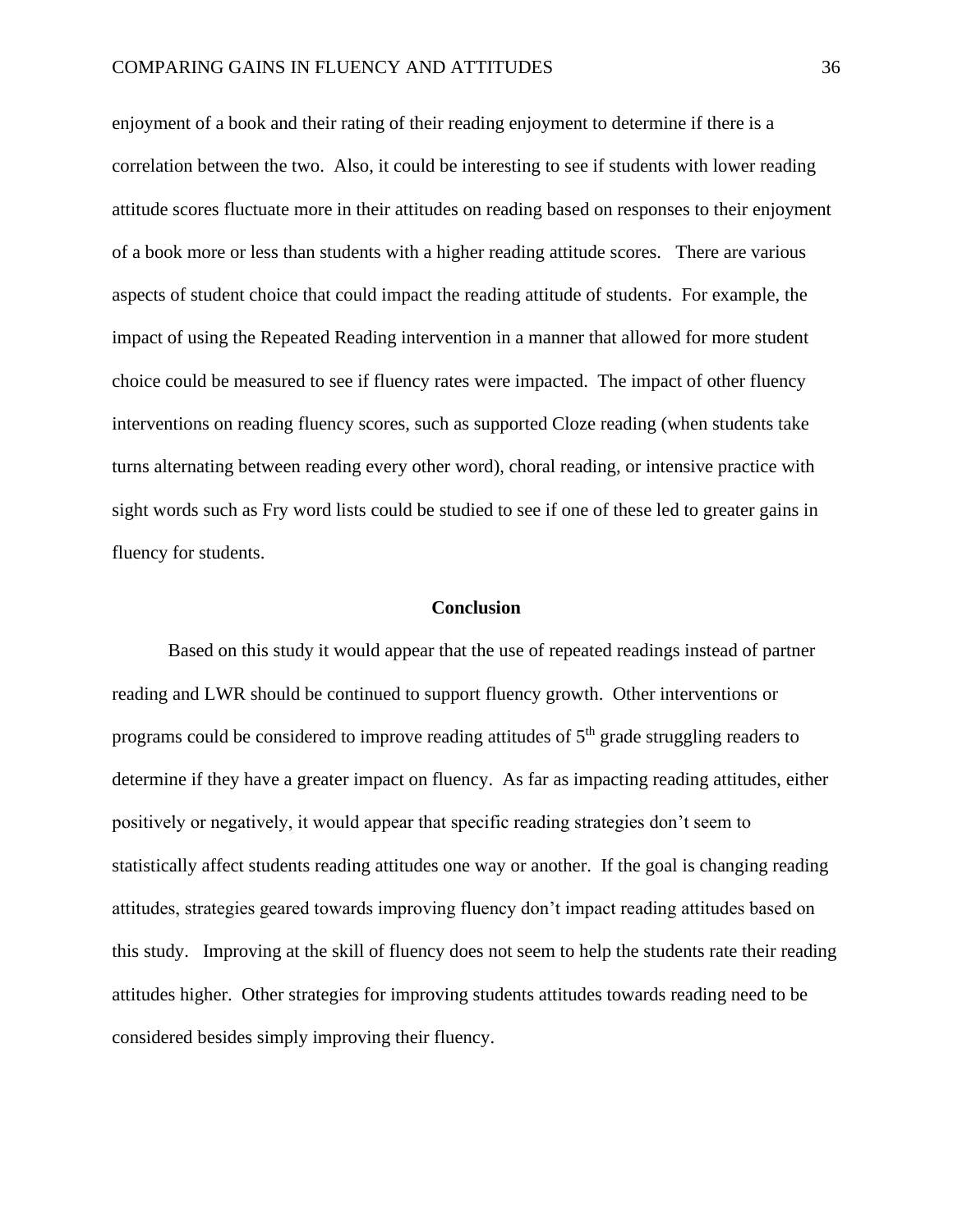enjoyment of a book and their rating of their reading enjoyment to determine if there is a correlation between the two. Also, it could be interesting to see if students with lower reading attitude scores fluctuate more in their attitudes on reading based on responses to their enjoyment of a book more or less than students with a higher reading attitude scores. There are various aspects of student choice that could impact the reading attitude of students. For example, the impact of using the Repeated Reading intervention in a manner that allowed for more student choice could be measured to see if fluency rates were impacted. The impact of other fluency interventions on reading fluency scores, such as supported Cloze reading (when students take turns alternating between reading every other word), choral reading, or intensive practice with sight words such as Fry word lists could be studied to see if one of these led to greater gains in fluency for students.

## Conclusion

Based on this study it would appear that the use of repeated readings instead of partner reading and LWR should be continued to support fluency growth. Other interventions or programs could be considered to improve reading attitudes of 5th grade struggling readers to determine if they have a greater impact on fluency. As far as impacting reading attitudes, either positively or negatively, it would appear that specific reading strategies don't seem to statistically affect students reading attitudes one way or another. If the goal is changing reading attitudes, strategies geared towards improving fluency don't impact reading attitudes based on this study. Improving at the skill of fluency does not seem to help the students rate their reading attitudes higher. Other strategies for improving students attitudes towards reading need to be considered besides simply improving their fluency.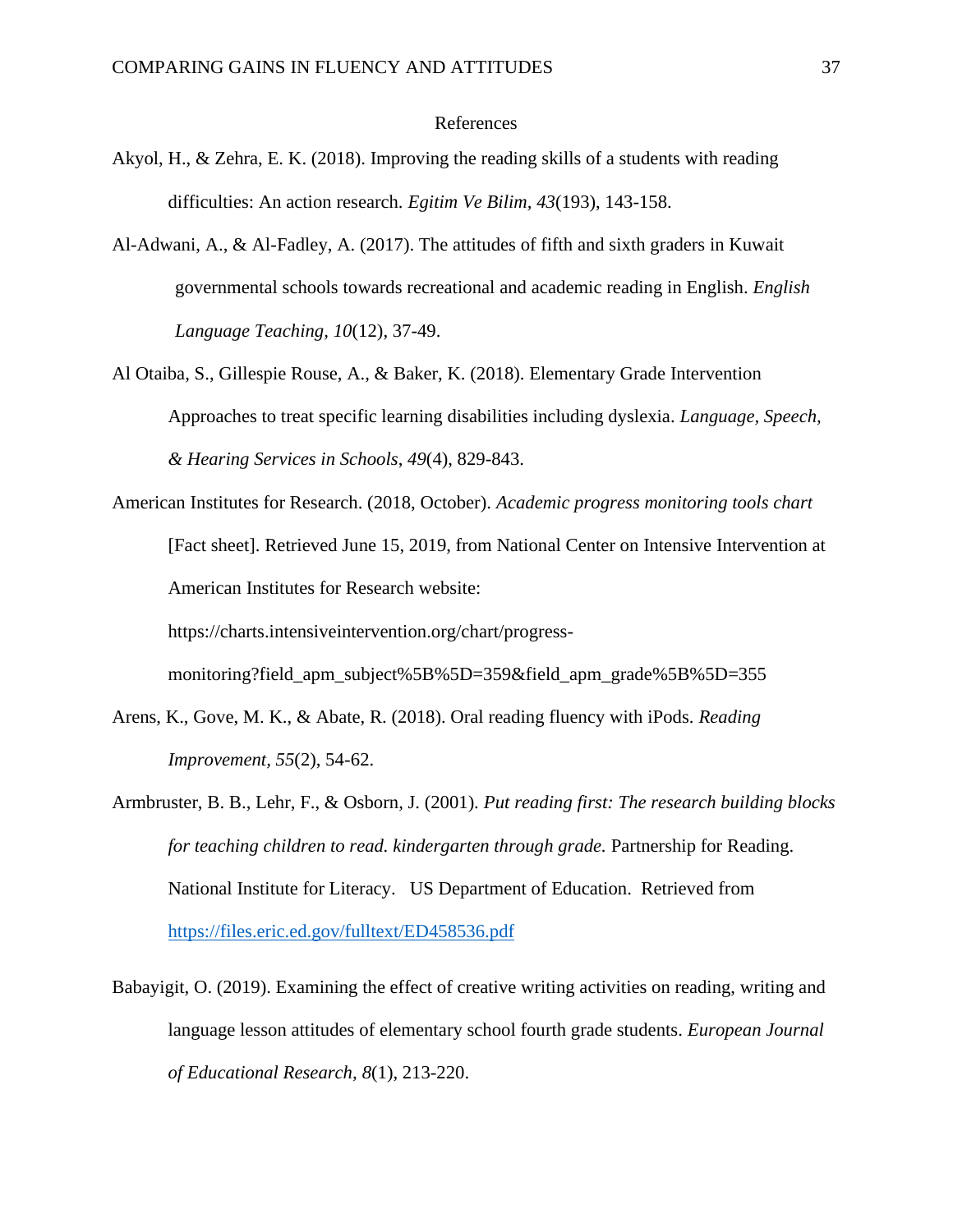# References

Akyol, H., & Zehra, E. K. (2018). Improving the reading skills of a students with reading difficulties: An action research. *Egitim Ve Bilim, 43*(193), 143-158.

Al-Adwani, A., & Al-Fadley, A. (2017). The attitudes of fifth and sixth graders in Kuwait governmental schools towards recreational and academic reading in English. *English Language Teaching, 10*(12), 37-49.

Al Otaiba, S., Gillespie Rouse, A., & Baker, K. (2018). Elementary Grade Intervention Approaches to treat specific learning disabilities including dyslexia. *Language, Speech, & Hearing Services in Schools*, *49*(4), 829-843.

American Institutes for Research. (2018, October). *Academic progress monitoring tools chart* [Fact sheet]. Retrieved June 15, 2019, from National Center on Intensive Intervention at American Institutes for Research website: https://charts.intensiveintervention.org/chart/progress-monitoring?field_apm_subject%5B%5D=359&field_apm_grade%5B%5D=355

Arens, K., Gove, M. K., & Abate, R. (2018). Oral reading fluency with iPods. *Reading Improvement, 55*(2), 54-62.

Armbruster, B. B., Lehr, F., & Osborn, J. (2001). *Put reading first: The research building blocks for teaching children to read. kindergarten through grade.* Partnership for Reading. National Institute for Literacy. US Department of Education. Retrieved from https://files.eric.ed.gov/fulltext/ED458536.pdf

Babayigit, O. (2019). Examining the effect of creative writing activities on reading, writing and language lesson attitudes of elementary school fourth grade students. *European Journal of Educational Research, 8*(1), 213-220.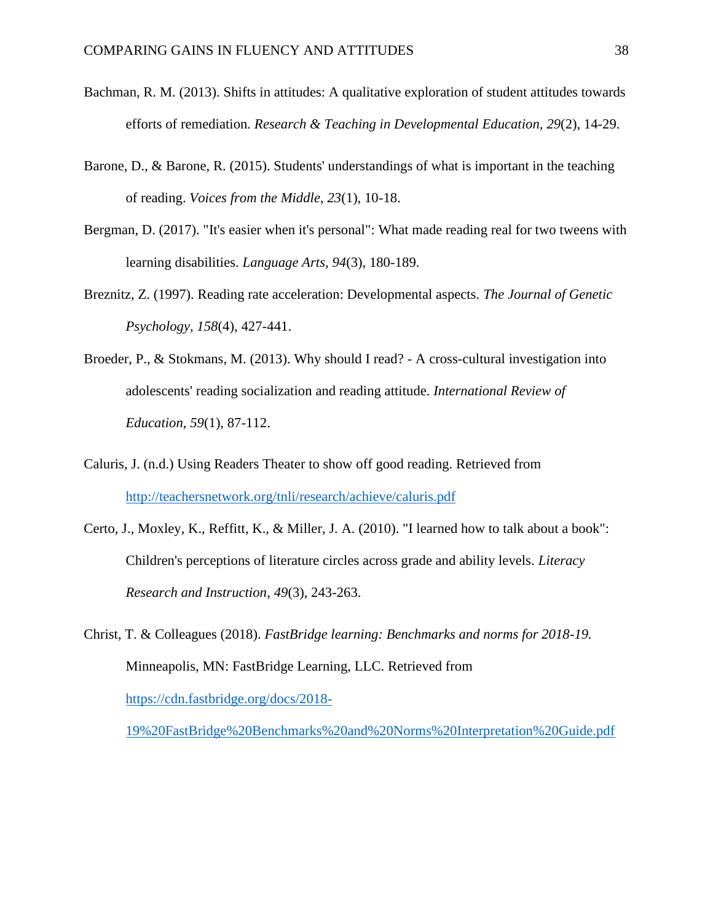Bachman, R. M. (2013). Shifts in attitudes: A qualitative exploration of student attitudes towards efforts of remediation. *Research & Teaching in Developmental Education*, *29*(2), 14-29.

Barone, D., & Barone, R. (2015). Students' understandings of what is important in the teaching of reading. *Voices from the Middle*, *23*(1), 10-18.

Bergman, D. (2017). "It's easier when it's personal": What made reading real for two tweens with learning disabilities. *Language Arts*, *94*(3), 180-189.

Breznitz, Z. (1997). Reading rate acceleration: Developmental aspects. *The Journal of Genetic Psychology*, *158*(4), 427-441.

Broeder, P., & Stokmans, M. (2013). Why should I read? - A cross-cultural investigation into adolescents' reading socialization and reading attitude. *International Review of Education*, *59*(1), 87-112.

Caluris, J. (n.d.) Using Readers Theater to show off good reading. Retrieved from http://teachersnetwork.org/tnli/research/achieve/caluris.pdf

Certo, J., Moxley, K., Reffitt, K., & Miller, J. A. (2010). "I learned how to talk about a book": Children's perceptions of literature circles across grade and ability levels. *Literacy Research and Instruction*, *49*(3), 243-263.

Christ, T. & Colleagues (2018). *FastBridge learning: Benchmarks and norms for 2018-19.* Minneapolis, MN: FastBridge Learning, LLC. Retrieved from https://cdn.fastbridge.org/docs/2018-19%20FastBridge%20Benchmarks%20and%20Norms%20Interpretation%20Guide.pdf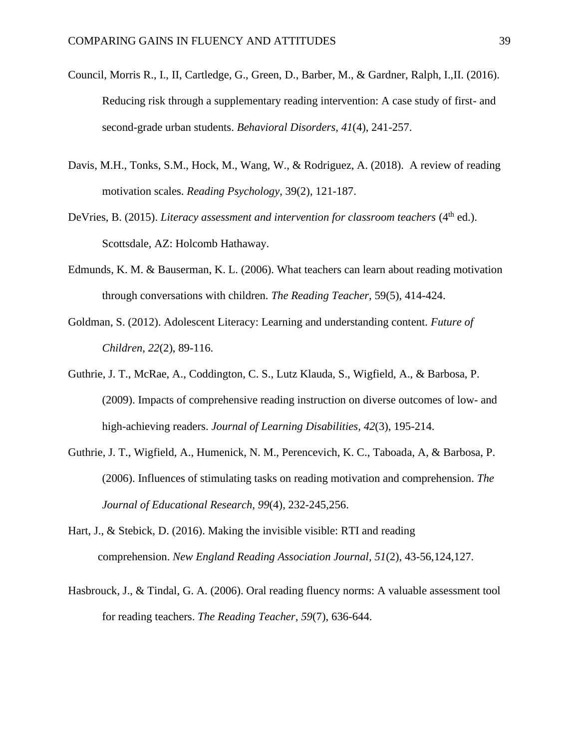Council, Morris R., I., II, Cartledge, G., Green, D., Barber, M., & Gardner, Ralph, I.,II. (2016). Reducing risk through a supplementary reading intervention: A case study of first- and second-grade urban students. *Behavioral Disorders, 41*(4), 241-257.

Davis, M.H., Tonks, S.M., Hock, M., Wang, W., & Rodriguez, A. (2018). A review of reading motivation scales. *Reading Psychology*, 39(2), 121-187.

DeVries, B. (2015). *Literacy assessment and intervention for classroom teachers* (4th ed.). Scottsdale, AZ: Holcomb Hathaway.

Edmunds, K. M. & Bauserman, K. L. (2006). What teachers can learn about reading motivation through conversations with children. *The Reading Teacher,* 59(5), 414-424.

Goldman, S. (2012). Adolescent Literacy: Learning and understanding content. *Future of Children, 22*(2), 89-116.

Guthrie, J. T., McRae, A., Coddington, C. S., Lutz Klauda, S., Wigfield, A., & Barbosa, P. (2009). Impacts of comprehensive reading instruction on diverse outcomes of low- and high-achieving readers. *Journal of Learning Disabilities, 42*(3), 195-214.

Guthrie, J. T., Wigfield, A., Humenick, N. M., Perencevich, K. C., Taboada, A, & Barbosa, P. (2006). Influences of stimulating tasks on reading motivation and comprehension. *The Journal of Educational Research, 99*(4), 232-245,256.

Hart, J., & Stebick, D. (2016). Making the invisible visible: RTI and reading comprehension. *New England Reading Association Journal, 51*(2), 43-56,124,127.

Hasbrouck, J., & Tindal, G. A. (2006). Oral reading fluency norms: A valuable assessment tool for reading teachers. *The Reading Teacher, 59*(7), 636-644.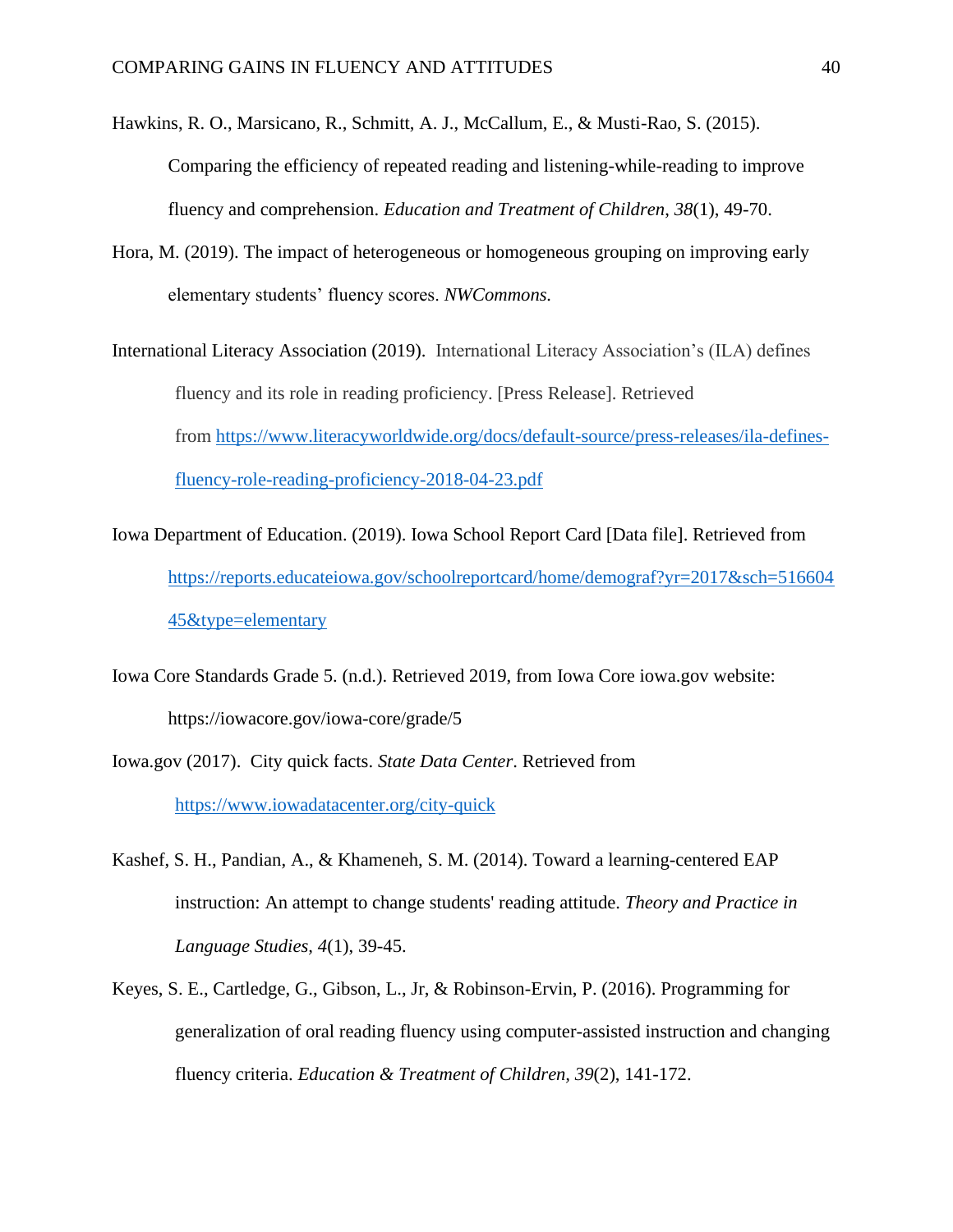Hawkins, R. O., Marsicano, R., Schmitt, A. J., McCallum, E., & Musti-Rao, S. (2015). Comparing the efficiency of repeated reading and listening-while-reading to improve fluency and comprehension. *Education and Treatment of Children*, *38*(1), 49-70.

Hora, M. (2019). The impact of heterogeneous or homogeneous grouping on improving early elementary students' fluency scores. *NWCommons.*

International Literacy Association (2019). International Literacy Association's (ILA) defines fluency and its role in reading proficiency. [Press Release]. Retrieved from https://www.literacyworldwide.org/docs/default-source/press-releases/ila-defines-fluency-role-reading-proficiency-2018-04-23.pdf

Iowa Department of Education. (2019). Iowa School Report Card [Data file]. Retrieved from https://reports.educateiowa.gov/schoolreportcard/home/demograf?yr=2017&sch=51660445&type=elementary

Iowa Core Standards Grade 5. (n.d.). Retrieved 2019, from Iowa Core iowa.gov website: https://iowacore.gov/iowa-core/grade/5

Iowa.gov (2017). City quick facts. *State Data Center*. Retrieved from https://www.iowadatacenter.org/city-quick

Kashef, S. H., Pandian, A., & Khameneh, S. M. (2014). Toward a learning-centered EAP instruction: An attempt to change students' reading attitude. *Theory and Practice in Language Studies, 4*(1), 39-45.

Keyes, S. E., Cartledge, G., Gibson, L., Jr, & Robinson-Ervin, P. (2016). Programming for generalization of oral reading fluency using computer-assisted instruction and changing fluency criteria. *Education & Treatment of Children, 39*(2), 141-172.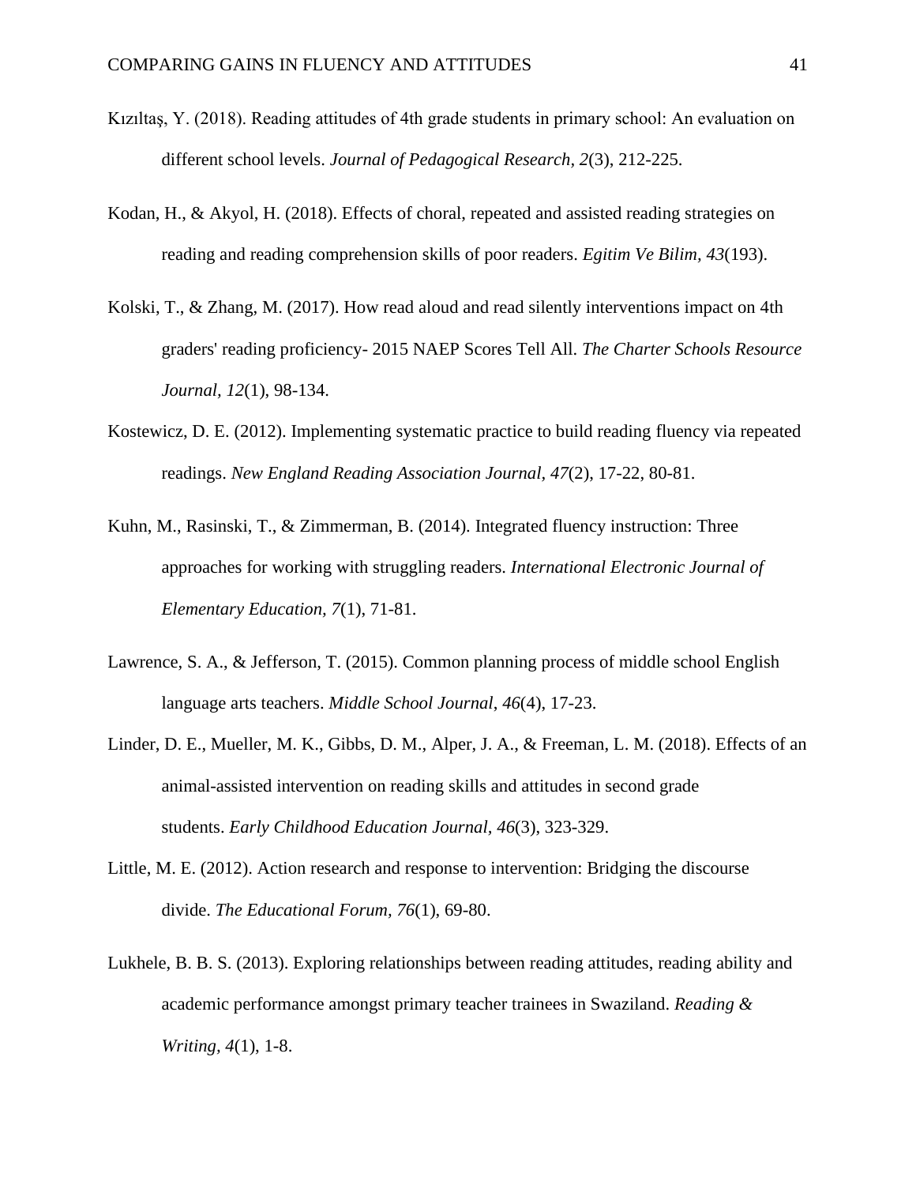Kızıltaş, Y. (2018). Reading attitudes of 4th grade students in primary school: An evaluation on different school levels. *Journal of Pedagogical Research, 2*(3), 212-225.

Kodan, H., & Akyol, H. (2018). Effects of choral, repeated and assisted reading strategies on reading and reading comprehension skills of poor readers. *Egitim Ve Bilim, 43*(193).

Kolski, T., & Zhang, M. (2017). How read aloud and read silently interventions impact on 4th graders' reading proficiency- 2015 NAEP Scores Tell All. *The Charter Schools Resource Journal, 12*(1), 98-134.

Kostewicz, D. E. (2012). Implementing systematic practice to build reading fluency via repeated readings. *New England Reading Association Journal, 47*(2), 17-22, 80-81.

Kuhn, M., Rasinski, T., & Zimmerman, B. (2014). Integrated fluency instruction: Three approaches for working with struggling readers. *International Electronic Journal of Elementary Education, 7*(1), 71-81.

Lawrence, S. A., & Jefferson, T. (2015). Common planning process of middle school English language arts teachers. *Middle School Journal*, *46*(4), 17-23.

Linder, D. E., Mueller, M. K., Gibbs, D. M., Alper, J. A., & Freeman, L. M. (2018). Effects of an animal-assisted intervention on reading skills and attitudes in second grade students. *Early Childhood Education Journal, 46*(3), 323-329.

Little, M. E. (2012). Action research and response to intervention: Bridging the discourse divide. *The Educational Forum, 76*(1), 69-80.

Lukhele, B. B. S. (2013). Exploring relationships between reading attitudes, reading ability and academic performance amongst primary teacher trainees in Swaziland. *Reading & Writing, 4*(1), 1-8.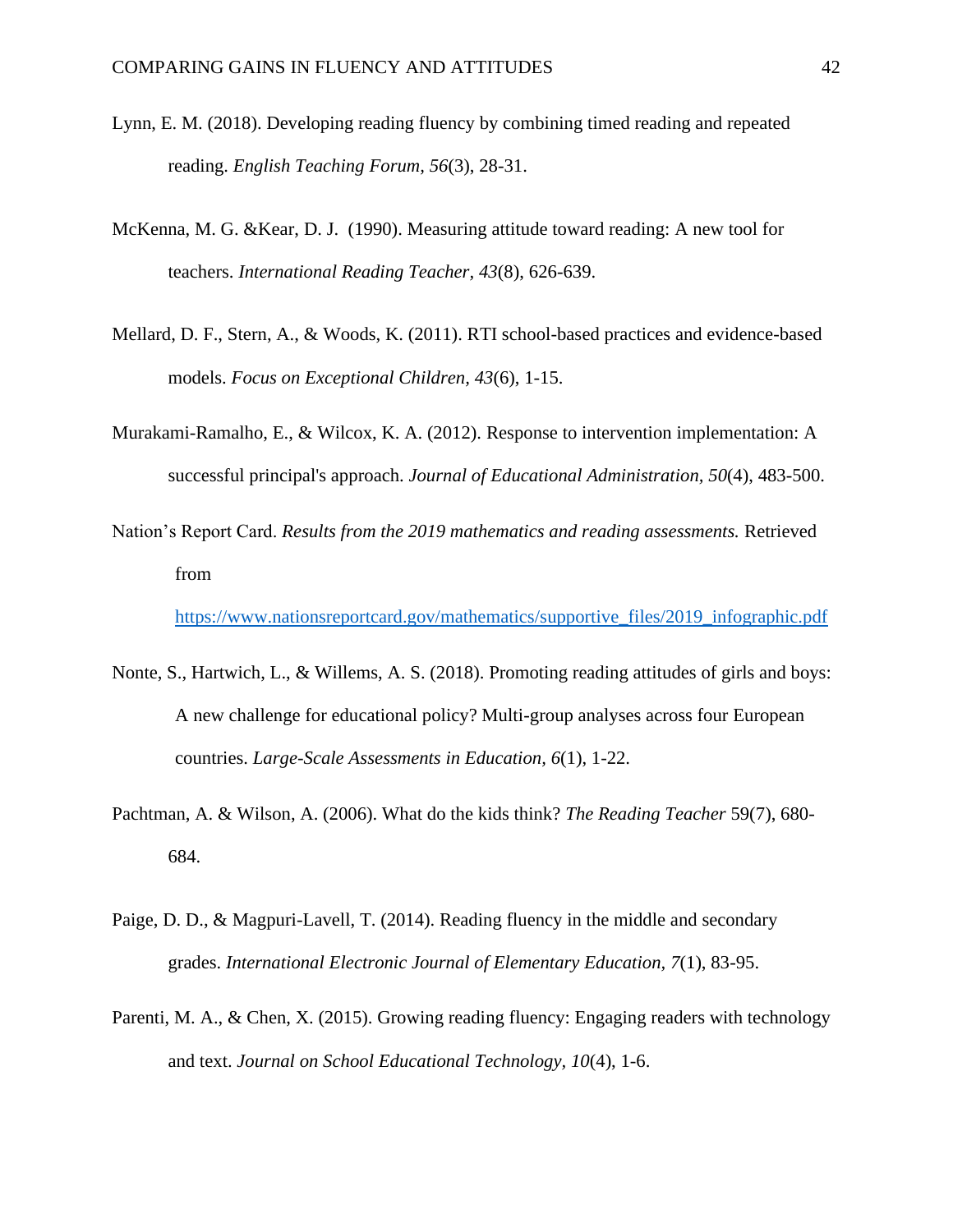Lynn, E. M. (2018). Developing reading fluency by combining timed reading and repeated reading. *English Teaching Forum, 56*(3), 28-31.

McKenna, M. G. &Kear, D. J. (1990). Measuring attitude toward reading: A new tool for teachers. *International Reading Teacher, 43*(8), 626-639.

Mellard, D. F., Stern, A., & Woods, K. (2011). RTI school-based practices and evidence-based models. *Focus on Exceptional Children, 43*(6), 1-15.

Murakami-Ramalho, E., & Wilcox, K. A. (2012). Response to intervention implementation: A successful principal's approach. *Journal of Educational Administration, 50*(4), 483-500.

Nation's Report Card. *Results from the 2019 mathematics and reading assessments.* Retrieved from https://www.nationsreportcard.gov/mathematics/supportive_files/2019_infographic.pdf

Nonte, S., Hartwich, L., & Willems, A. S. (2018). Promoting reading attitudes of girls and boys: A new challenge for educational policy? Multi-group analyses across four European countries. *Large-Scale Assessments in Education, 6*(1), 1-22.

Pachtman, A. & Wilson, A. (2006). What do the kids think? *The Reading Teacher* 59(7), 680-684.

Paige, D. D., & Magpuri-Lavell, T. (2014). Reading fluency in the middle and secondary grades. *International Electronic Journal of Elementary Education, 7*(1), 83-95.

Parenti, M. A., & Chen, X. (2015). Growing reading fluency: Engaging readers with technology and text. *Journal on School Educational Technology, 10*(4), 1-6.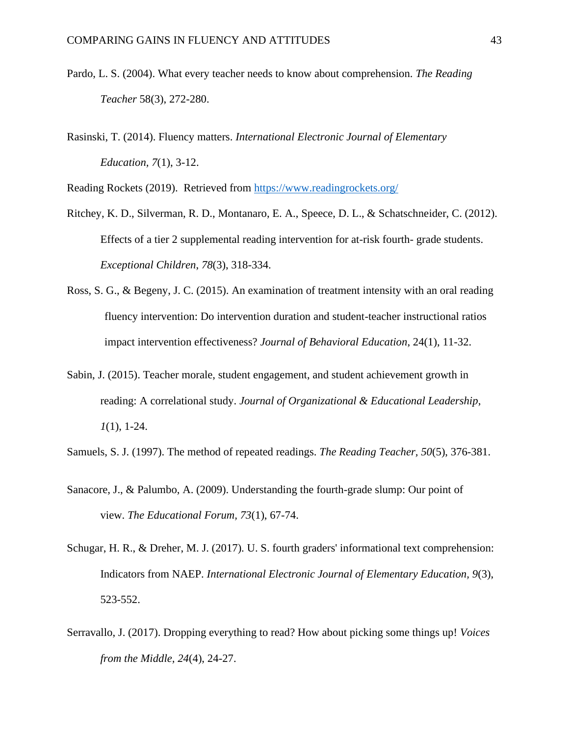Pardo, L. S. (2004). What every teacher needs to know about comprehension. *The Reading Teacher* 58(3), 272-280.

Rasinski, T. (2014). Fluency matters. *International Electronic Journal of Elementary Education, 7*(1), 3-12.

Reading Rockets (2019). Retrieved from https://www.readingrockets.org/

Ritchey, K. D., Silverman, R. D., Montanaro, E. A., Speece, D. L., & Schatschneider, C. (2012). Effects of a tier 2 supplemental reading intervention for at-risk fourth- grade students. *Exceptional Children*, *78*(3), 318-334.

Ross, S. G., & Begeny, J. C. (2015). An examination of treatment intensity with an oral reading fluency intervention: Do intervention duration and student-teacher instructional ratios impact intervention effectiveness? *Journal of Behavioral Education*, 24(1), 11-32.

Sabin, J. (2015). Teacher morale, student engagement, and student achievement growth in reading: A correlational study. *Journal of Organizational & Educational Leadership*, *1*(1), 1-24.

Samuels, S. J. (1997). The method of repeated readings. *The Reading Teacher, 50*(5), 376-381.

Sanacore, J., & Palumbo, A. (2009). Understanding the fourth-grade slump: Our point of view. *The Educational Forum, 73*(1), 67-74.

Schugar, H. R., & Dreher, M. J. (2017). U. S. fourth graders' informational text comprehension: Indicators from NAEP. *International Electronic Journal of Elementary Education, 9*(3), 523-552.

Serravallo, J. (2017). Dropping everything to read? How about picking some things up! *Voices from the Middle, 24*(4), 24-27.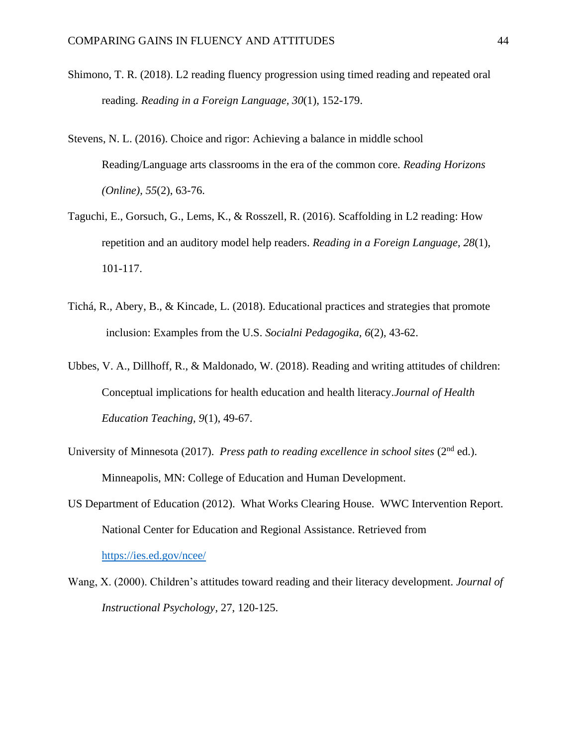Shimono, T. R. (2018). L2 reading fluency progression using timed reading and repeated oral reading. *Reading in a Foreign Language, 30*(1), 152-179.

Stevens, N. L. (2016). Choice and rigor: Achieving a balance in middle school Reading/Language arts classrooms in the era of the common core. *Reading Horizons (Online), 55*(2), 63-76.

Taguchi, E., Gorsuch, G., Lems, K., & Rosszell, R. (2016). Scaffolding in L2 reading: How repetition and an auditory model help readers. *Reading in a Foreign Language, 28*(1), 101-117.

Tichá, R., Abery, B., & Kincade, L. (2018). Educational practices and strategies that promote inclusion: Examples from the U.S. *Socialni Pedagogika, 6*(2), 43-62.

Ubbes, V. A., Dillhoff, R., & Maldonado, W. (2018). Reading and writing attitudes of children: Conceptual implications for health education and health literacy.*Journal of Health Education Teaching, 9*(1), 49-67.

University of Minnesota (2017). *Press path to reading excellence in school sites* (2nd ed.). Minneapolis, MN: College of Education and Human Development.

US Department of Education (2012). What Works Clearing House. WWC Intervention Report. National Center for Education and Regional Assistance. Retrieved from https://ies.ed.gov/ncee/

Wang, X. (2000). Children's attitudes toward reading and their literacy development. *Journal of Instructional Psychology*, 27, 120-125.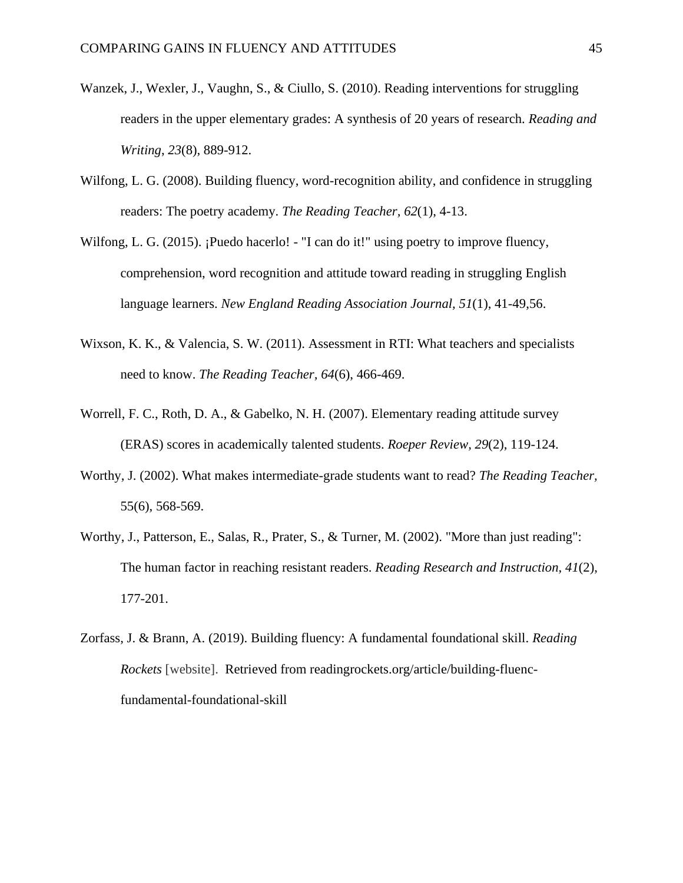Wanzek, J., Wexler, J., Vaughn, S., & Ciullo, S. (2010). Reading interventions for struggling readers in the upper elementary grades: A synthesis of 20 years of research. *Reading and Writing*, *23*(8), 889-912.

Wilfong, L. G. (2008). Building fluency, word-recognition ability, and confidence in struggling readers: The poetry academy. *The Reading Teacher*, *62*(1), 4-13.

Wilfong, L. G. (2015). ¡Puedo hacerlo! - "I can do it!" using poetry to improve fluency, comprehension, word recognition and attitude toward reading in struggling English language learners. *New England Reading Association Journal*, *51*(1), 41-49,56.

Wixson, K. K., & Valencia, S. W. (2011). Assessment in RTI: What teachers and specialists need to know. *The Reading Teacher*, *64*(6), 466-469.

Worrell, F. C., Roth, D. A., & Gabelko, N. H. (2007). Elementary reading attitude survey (ERAS) scores in academically talented students. *Roeper Review*, *29*(2), 119-124.

Worthy, J. (2002). What makes intermediate-grade students want to read? *The Reading Teacher*, 55(6), 568-569.

Worthy, J., Patterson, E., Salas, R., Prater, S., & Turner, M. (2002). "More than just reading": The human factor in reaching resistant readers. *Reading Research and Instruction*, *41*(2), 177-201.

Zorfass, J. & Brann, A. (2019). Building fluency: A fundamental foundational skill. *Reading Rockets* [website]. Retrieved from readingrockets.org/article/building-fluenc-fundamental-foundational-skill